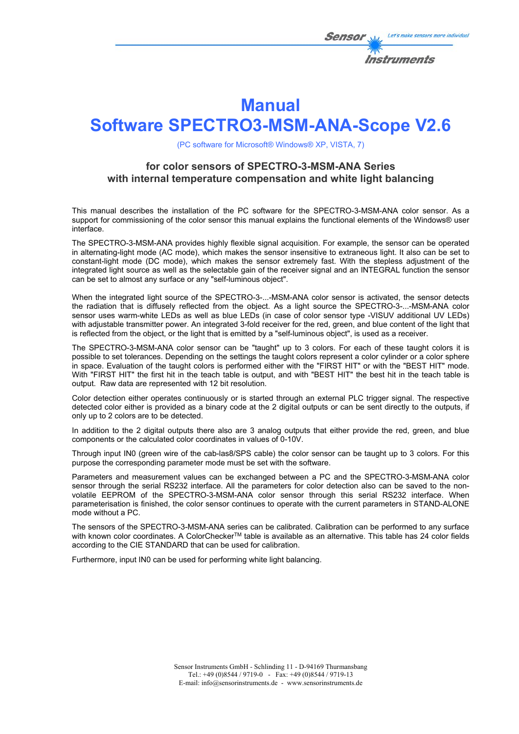# Manual
# Software SPECTRO3-MSM-ANA-Scope V2.6

(PC software for Microsoft® Windows® XP, VISTA, 7)

### for color sensors of SPECTRO-3-MSM-ANA Series
### with internal temperature compensation and white light balancing

This manual describes the installation of the PC software for the SPECTRO-3-MSM-ANA color sensor. As a support for commissioning of the color sensor this manual explains the functional elements of the Windows® user interface.

The SPECTRO-3-MSM-ANA provides highly flexible signal acquisition. For example, the sensor can be operated in alternating-light mode (AC mode), which makes the sensor insensitive to extraneous light. It also can be set to constant-light mode (DC mode), which makes the sensor extremely fast. With the stepless adjustment of the integrated light source as well as the selectable gain of the receiver signal and an INTEGRAL function the sensor can be set to almost any surface or any "self-luminous object".

When the integrated light source of the SPECTRO-3-...-MSM-ANA color sensor is activated, the sensor detects the radiation that is diffusely reflected from the object. As a light source the SPECTRO-3-...-MSM-ANA color sensor uses warm-white LEDs as well as blue LEDs (in case of color sensor type -VISUV additional UV LEDs) with adjustable transmitter power. An integrated 3-fold receiver for the red, green, and blue content of the light that is reflected from the object, or the light that is emitted by a "self-luminous object", is used as a receiver.

The SPECTRO-3-MSM-ANA color sensor can be "taught" up to 3 colors. For each of these taught colors it is possible to set tolerances. Depending on the settings the taught colors represent a color cylinder or a color sphere in space. Evaluation of the taught colors is performed either with the "FIRST HIT" or with the "BEST HIT" mode. With "FIRST HIT" the first hit in the teach table is output, and with "BEST HIT" the best hit in the teach table is output. Raw data are represented with 12 bit resolution.

Color detection either operates continuously or is started through an external PLC trigger signal. The respective detected color either is provided as a binary code at the 2 digital outputs or can be sent directly to the outputs, if only up to 2 colors are to be detected.

In addition to the 2 digital outputs there also are 3 analog outputs that either provide the red, green, and blue components or the calculated color coordinates in values of 0-10V.

Through input IN0 (green wire of the cab-las8/SPS cable) the color sensor can be taught up to 3 colors. For this purpose the corresponding parameter mode must be set with the software.

Parameters and measurement values can be exchanged between a PC and the SPECTRO-3-MSM-ANA color sensor through the serial RS232 interface. All the parameters for color detection also can be saved to the non-volatile EEPROM of the SPECTRO-3-MSM-ANA color sensor through this serial RS232 interface. When parameterisation is finished, the color sensor continues to operate with the current parameters in STAND-ALONE mode without a PC.

The sensors of the SPECTRO-3-MSM-ANA series can be calibrated. Calibration can be performed to any surface with known color coordinates. A ColorChecker[TM] table is available as an alternative. This table has 24 color fields according to the CIE STANDARD that can be used for calibration.

Furthermore, input IN0 can be used for performing white light balancing.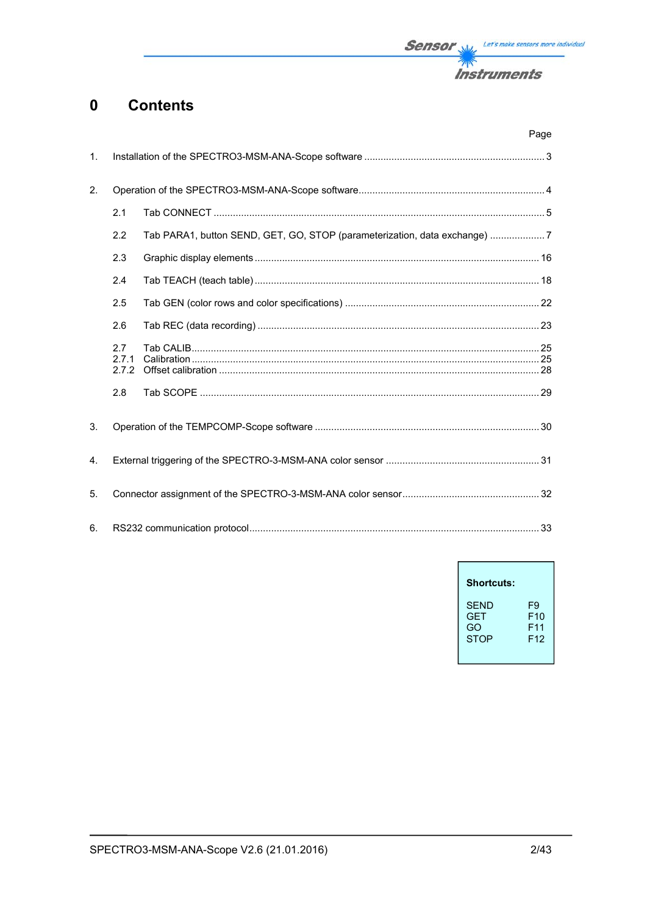# 0 Contents

| | | Page |
|---|---|---|
| 1. | Installation of the SPECTRO3-MSM-ANA-Scope software | 3 |
| 2. | Operation of the SPECTRO3-MSM-ANA-Scope software | 4 |
| 2.1 | Tab CONNECT | 5 |
| 2.2 | Tab PARA1, button SEND, GET, GO, STOP (parameterization, data exchange) | 7 |
| 2.3 | Graphic display elements | 16 |
| 2.4 | Tab TEACH (teach table) | 18 |
| 2.5 | Tab GEN (color rows and color specifications) | 22 |
| 2.6 | Tab REC (data recording) | 23 |
| 2.7 | Tab CALIB | 25 |
| 2.7.1 | Calibration | 25 |
| 2.7.2 | Offset calibration | 28 |
| 2.8 | Tab SCOPE | 29 |
| 3. | Operation of the TEMPCOMP-Scope software | 30 |
| 4. | External triggering of the SPECTRO-3-MSM-ANA color sensor | 31 |
| 5. | Connector assignment of the SPECTRO-3-MSM-ANA color sensor | 32 |
| 6. | RS232 communication protocol | 33 |

**Shortcuts:**

| | |
|---|---|
| SEND | F9 |
| GET | F10 |
| GO | F11 |
| STOP | F12 |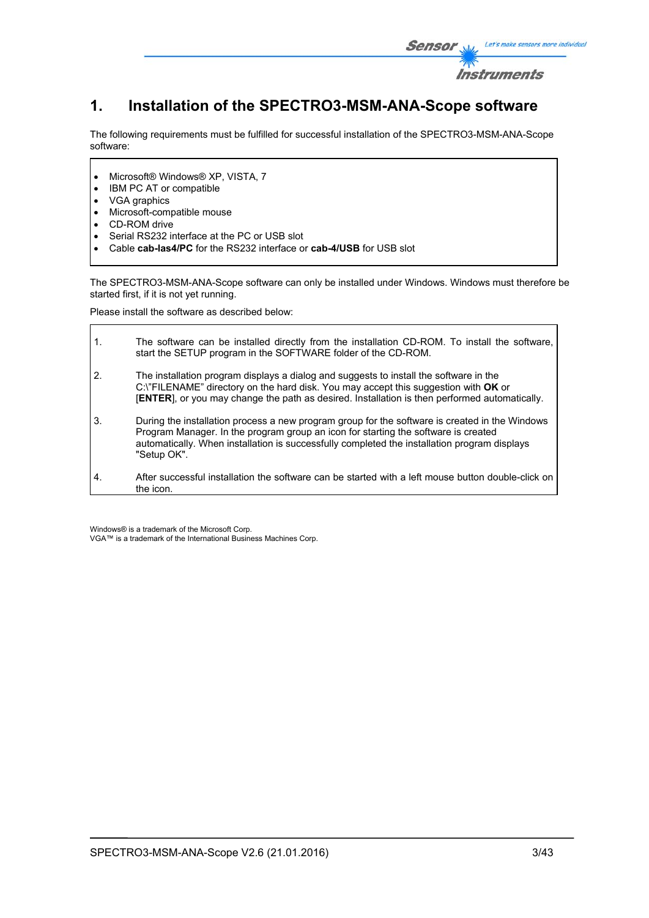／# 1. Installation of the SPECTRO3-MSM-ANA-Scope software

The following requirements must be fulfilled for successful installation of the SPECTRO3-MSM-ANA-Scope software:

- Microsoft® Windows® XP, VISTA, 7
- IBM PC AT or compatible
- VGA graphics
- Microsoft-compatible mouse
- CD-ROM drive
- Serial RS232 interface at the PC or USB slot
- Cable **cab-las4/PC** for the RS232 interface or **cab-4/USB** for USB slot

The SPECTRO3-MSM-ANA-Scope software can only be installed under Windows. Windows must therefore be started first, if it is not yet running.

Please install the software as described below:

1. The software can be installed directly from the installation CD-ROM. To install the software, start the SETUP program in the SOFTWARE folder of the CD-ROM.
2. The installation program displays a dialog and suggests to install the software in the C:\"FILENAME" directory on the hard disk. You may accept this suggestion with **OK** or [**ENTER**], or you may change the path as desired. Installation is then performed automatically.
3. During the installation process a new program group for the software is created in the Windows Program Manager. In the program group an icon for starting the software is created automatically. When installation is successfully completed the installation program displays "Setup OK".
4. After successful installation the software can be started with a left mouse button double-click on the icon.

Windows® is a trademark of the Microsoft Corp.
VGA™ is a trademark of the International Business Machines Corp.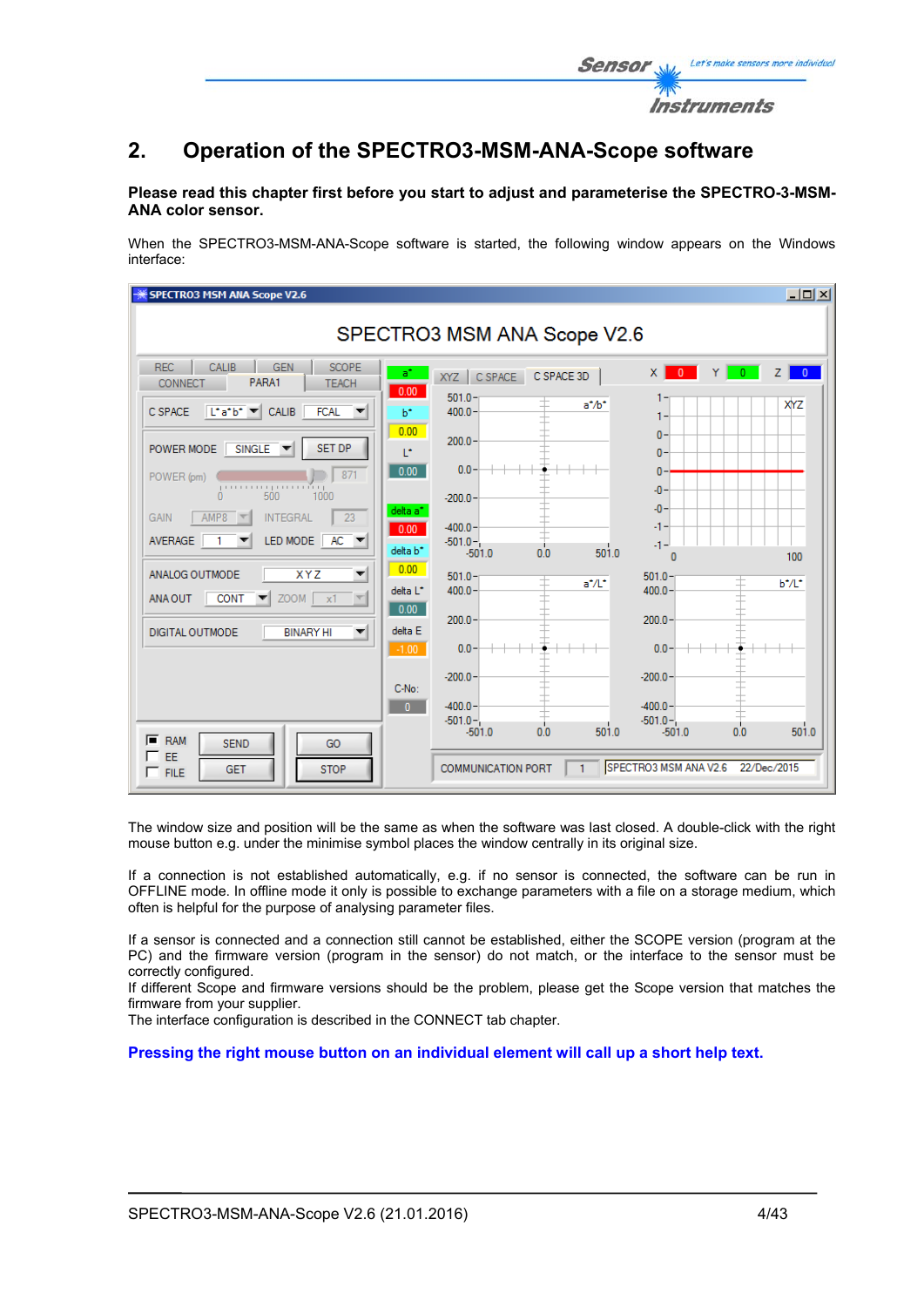## 2. Operation of the SPECTRO3-MSM-ANA-Scope software

**Please read this chapter first before you start to adjust and parameterise the SPECTRO-3-MSM-ANA color sensor.**

When the SPECTRO3-MSM-ANA-Scope software is started, the following window appears on the Windows interface:

The window size and position will be the same as when the software was last closed. A double-click with the right mouse button e.g. under the minimise symbol places the window centrally in its original size.

If a connection is not established automatically, e.g. if no sensor is connected, the software can be run in OFFLINE mode. In offline mode it only is possible to exchange parameters with a file on a storage medium, which often is helpful for the purpose of analysing parameter files.

If a sensor is connected and a connection still cannot be established, either the SCOPE version (program at the PC) and the firmware version (program in the sensor) do not match, or the interface to the sensor must be correctly configured.
If different Scope and firmware versions should be the problem, please get the Scope version that matches the firmware from your supplier.
The interface configuration is described in the CONNECT tab chapter.

**Pressing the right mouse button on an individual element will call up a short help text.**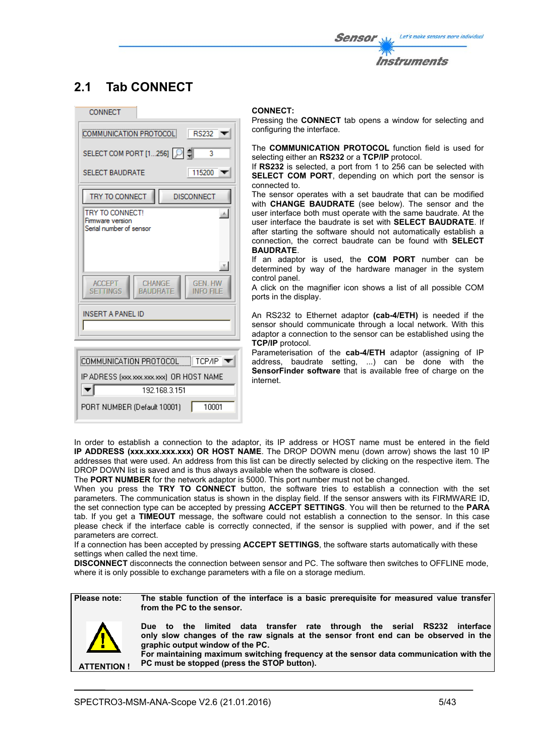## 2.1 Tab CONNECT

**CONNECT:**
Pressing the **CONNECT** tab opens a window for selecting and configuring the interface.

The **COMMUNICATION PROTOCOL** function field is used for selecting either an **RS232** or a **TCP/IP** protocol.
If **RS232** is selected, a port from 1 to 256 can be selected with **SELECT COM PORT**, depending on which port the sensor is connected to.
The sensor operates with a set baudrate that can be modified with **CHANGE BAUDRATE** (see below). The sensor and the user interface both must operate with the same baudrate. At the user interface the baudrate is set with **SELECT BAUDRATE**. If after starting the software should not automatically establish a connection, the correct baudrate can be found with **SELECT BAUDRATE**.
If an adaptor is used, the **COM PORT** number can be determined by way of the hardware manager in the system control panel.
A click on the magnifier icon shows a list of all possible COM ports in the display.

An RS232 to Ethernet adaptor **(cab-4/ETH)** is needed if the sensor should communicate through a local network. With this adaptor a connection to the sensor can be established using the **TCP/IP** protocol.
Parameterisation of the **cab-4/ETH** adaptor (assigning of IP address, baudrate setting, ...) can be done with the **SensorFinder software** that is available free of charge on the internet.

In order to establish a connection to the adaptor, its IP address or HOST name must be entered in the field **IP ADDRESS (xxx.xxx.xxx.xxx) OR HOST NAME**. The DROP DOWN menu (down arrow) shows the last 10 IP addresses that were used. An address from this list can be directly selected by clicking on the respective item. The DROP DOWN list is saved and is thus always available when the software is closed.
The **PORT NUMBER** for the network adaptor is 5000. This port number must not be changed.
When you press the **TRY TO CONNECT** button, the software tries to establish a connection with the set parameters. The communication status is shown in the display field. If the sensor answers with its FIRMWARE ID, the set connection type can be accepted by pressing **ACCEPT SETTINGS**. You will then be returned to the **PARA** tab. If you get a **TIMEOUT** message, the software could not establish a connection to the sensor. In this case please check if the interface cable is correctly connected, if the sensor is supplied with power, and if the set parameters are correct.
If a connection has been accepted by pressing **ACCEPT SETTINGS**, the software starts automatically with these settings when called the next time.
**DISCONNECT** disconnects the connection between sensor and PC. The software then switches to OFFLINE mode, where it is only possible to exchange parameters with a file on a storage medium.

| **Please note:** ATTENTION ! | **The stable function of the interface is a basic prerequisite for measured value transfer from the PC to the sensor.** **Due to the limited data transfer rate through the serial RS232 interface only slow changes of the raw signals at the sensor front end can be observed in the graphic output window of the PC. For maintaining maximum switching frequency at the sensor data communication with the PC must be stopped (press the STOP button).** |
|---|---|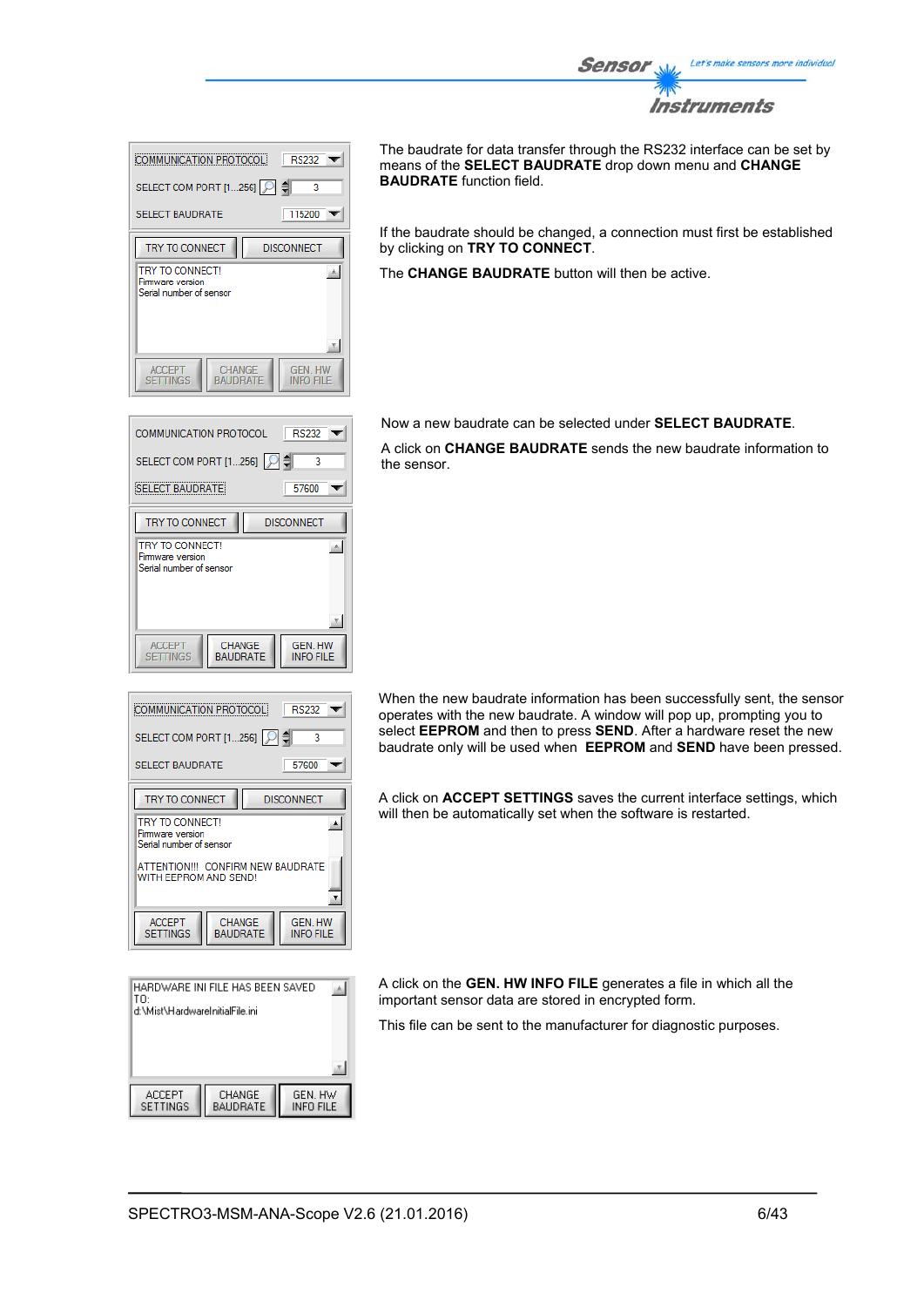The baudrate for data transfer through the RS232 interface can be set by means of the **SELECT BAUDRATE** drop down menu and **CHANGE BAUDRATE** function field.

If the baudrate should be changed, a connection must first be established by clicking on **TRY TO CONNECT**.

The **CHANGE BAUDRATE** button will then be active.

Now a new baudrate can be selected under **SELECT BAUDRATE**.

A click on **CHANGE BAUDRATE** sends the new baudrate information to the sensor.

When the new baudrate information has been successfully sent, the sensor operates with the new baudrate. A window will pop up, prompting you to select **EEPROM** and then to press **SEND**. After a hardware reset the new baudrate only will be used when **EEPROM** and **SEND** have been pressed.

A click on **ACCEPT SETTINGS** saves the current interface settings, which will then be automatically set when the software is restarted.

A click on the **GEN. HW INFO FILE** generates a file in which all the important sensor data are stored in encrypted form.

This file can be sent to the manufacturer for diagnostic purposes.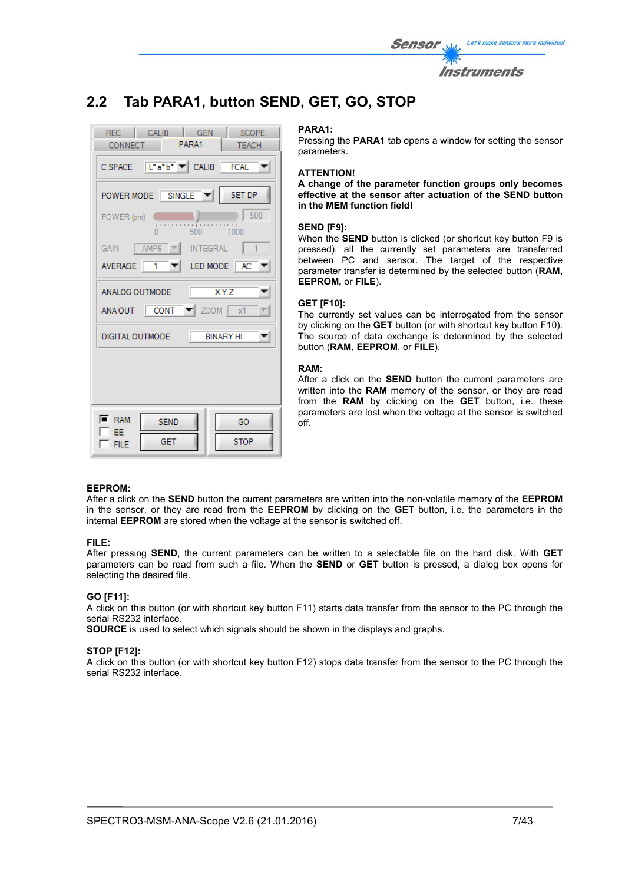## 2.2 Tab PARA1, button SEND, GET, GO, STOP

**PARA1:**
Pressing the **PARA1** tab opens a window for setting the sensor parameters.

**ATTENTION!**
**A change of the parameter function groups only becomes effective at the sensor after actuation of the SEND button in the MEM function field!**

**SEND [F9]:**
When the **SEND** button is clicked (or shortcut key button F9 is pressed), all the currently set parameters are transferred between PC and sensor. The target of the respective parameter transfer is determined by the selected button (**RAM, EEPROM,** or **FILE**).

**GET [F10]:**
The currently set values can be interrogated from the sensor by clicking on the **GET** button (or with shortcut key button F10). The source of data exchange is determined by the selected button (**RAM**, **EEPROM**, or **FILE**).

**RAM:**
After a click on the **SEND** button the current parameters are written into the **RAM** memory of the sensor, or they are read from the **RAM** by clicking on the **GET** button, i.e. these parameters are lost when the voltage at the sensor is switched off.

**EEPROM:**
After a click on the **SEND** button the current parameters are written into the non-volatile memory of the **EEPROM** in the sensor, or they are read from the **EEPROM** by clicking on the **GET** button, i.e. the parameters in the internal **EEPROM** are stored when the voltage at the sensor is switched off.

**FILE:**
After pressing **SEND**, the current parameters can be written to a selectable file on the hard disk. With **GET** parameters can be read from such a file. When the **SEND** or **GET** button is pressed, a dialog box opens for selecting the desired file.

**GO [F11]:**
A click on this button (or with shortcut key button F11) starts data transfer from the sensor to the PC through the serial RS232 interface.
**SOURCE** is used to select which signals should be shown in the displays and graphs.

**STOP [F12]:**
A click on this button (or with shortcut key button F12) stops data transfer from the sensor to the PC through the serial RS232 interface.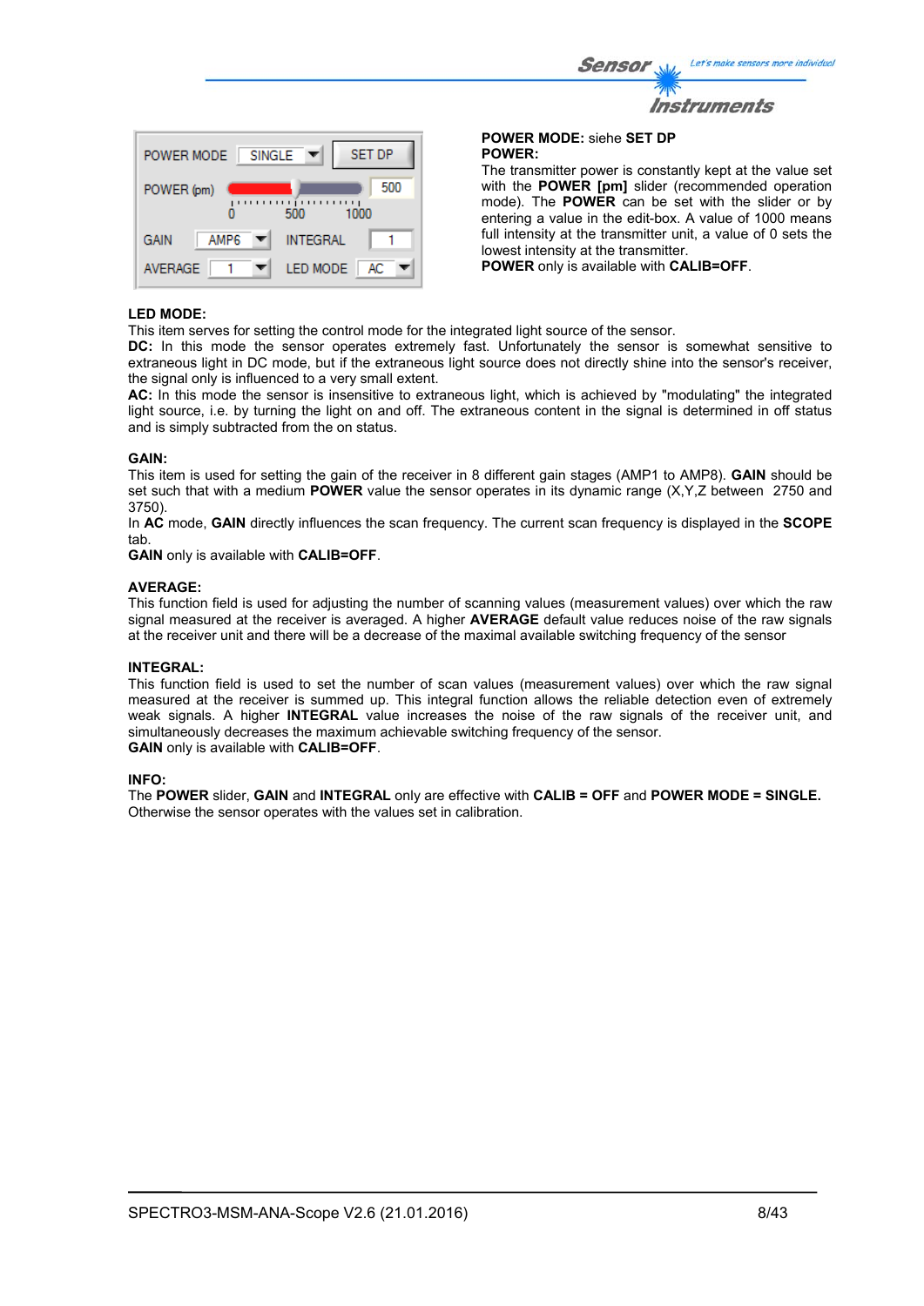**POWER MODE:** siehe **SET DP**

**POWER:**

The transmitter power is constantly kept at the value set with the **POWER [pm]** slider (recommended operation mode). The **POWER** can be set with the slider or by entering a value in the edit-box. A value of 1000 means full intensity at the transmitter unit, a value of 0 sets the lowest intensity at the transmitter.

**POWER** only is available with **CALIB=OFF**.

**LED MODE:**

This item serves for setting the control mode for the integrated light source of the sensor.

**DC:** In this mode the sensor operates extremely fast. Unfortunately the sensor is somewhat sensitive to extraneous light in DC mode, but if the extraneous light source does not directly shine into the sensor's receiver, the signal only is influenced to a very small extent.

**AC:** In this mode the sensor is insensitive to extraneous light, which is achieved by "modulating" the integrated light source, i.e. by turning the light on and off. The extraneous content in the signal is determined in off status and is simply subtracted from the on status.

**GAIN:**

This item is used for setting the gain of the receiver in 8 different gain stages (AMP1 to AMP8). **GAIN** should be set such that with a medium **POWER** value the sensor operates in its dynamic range (X,Y,Z between 2750 and 3750).

In **AC** mode, **GAIN** directly influences the scan frequency. The current scan frequency is displayed in the **SCOPE** tab.

**GAIN** only is available with **CALIB=OFF**.

**AVERAGE:**

This function field is used for adjusting the number of scanning values (measurement values) over which the raw signal measured at the receiver is averaged. A higher **AVERAGE** default value reduces noise of the raw signals at the receiver unit and there will be a decrease of the maximal available switching frequency of the sensor

**INTEGRAL:**

This function field is used to set the number of scan values (measurement values) over which the raw signal measured at the receiver is summed up. This integral function allows the reliable detection even of extremely weak signals. A higher **INTEGRAL** value increases the noise of the raw signals of the receiver unit, and simultaneously decreases the maximum achievable switching frequency of the sensor.

**GAIN** only is available with **CALIB=OFF**.

**INFO:**

The **POWER** slider, **GAIN** and **INTEGRAL** only are effective with **CALIB = OFF** and **POWER MODE = SINGLE.** Otherwise the sensor operates with the values set in calibration.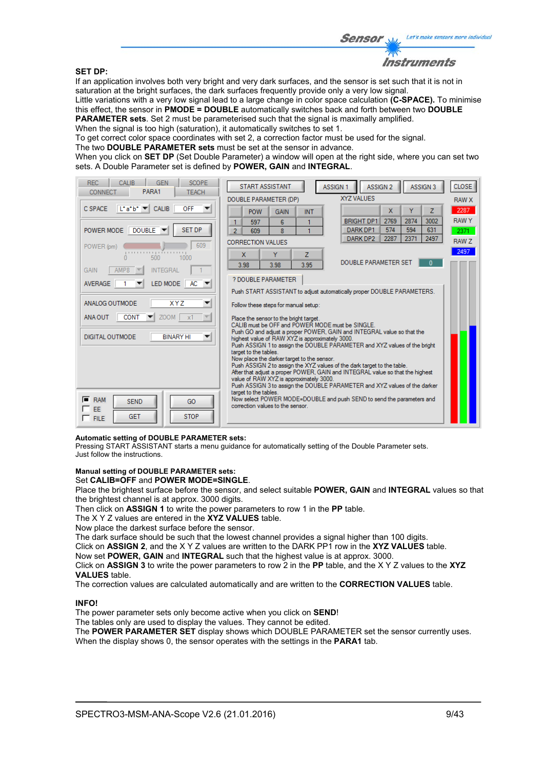**SET DP:**

If an application involves both very bright and very dark surfaces, and the sensor is set such that it is not in saturation at the bright surfaces, the dark surfaces frequently provide only a very low signal.
Little variations with a very low signal lead to a large change in color space calculation **(C-SPACE).** To minimise this effect, the sensor in **PMODE = DOUBLE** automatically switches back and forth between two **DOUBLE PARAMETER sets**. Set 2 must be parameterised such that the signal is maximally amplified.
When the signal is too high (saturation), it automatically switches to set 1.
To get correct color space coordinates with set 2, a correction factor must be used for the signal.
The two **DOUBLE PARAMETER sets** must be set at the sensor in advance.
When you click on **SET DP** (Set Double Parameter) a window will open at the right side, where you can set two sets. A Double Parameter set is defined by **POWER, GAIN** and **INTEGRAL**.

**Automatic setting of DOUBLE PARAMETER sets:**
Pressing START ASSISTANT starts a menu guidance for automatically setting of the Double Parameter sets.
Just follow the instructions.

**Manual setting of DOUBLE PARAMETER sets:**
Set **CALIB=OFF** and **POWER MODE=SINGLE**.
Place the brightest surface before the sensor, and select suitable **POWER, GAIN** and **INTEGRAL** values so that the brightest channel is at approx. 3000 digits.
Then click on **ASSIGN 1** to write the power parameters to row 1 in the **PP** table.
The X Y Z values are entered in the **XYZ VALUES** table.
Now place the darkest surface before the sensor.
The dark surface should be such that the lowest channel provides a signal higher than 100 digits.
Click on **ASSIGN 2**, and the X Y Z values are written to the DARK PP1 row in the **XYZ VALUES** table.
Now set **POWER, GAIN** and **INTEGRAL** such that the highest value is at approx. 3000.
Click on **ASSIGN 3** to write the power parameters to row 2 in the **PP** table, and the X Y Z values to the **XYZ VALUES** table.
The correction values are calculated automatically and are written to the **CORRECTION VALUES** table.

**INFO!**
The power parameter sets only become active when you click on **SEND**!
The tables only are used to display the values. They cannot be edited.
The **POWER PARAMETER SET** display shows which DOUBLE PARAMETER set the sensor currently uses.
When the display shows 0, the sensor operates with the settings in the **PARA1** tab.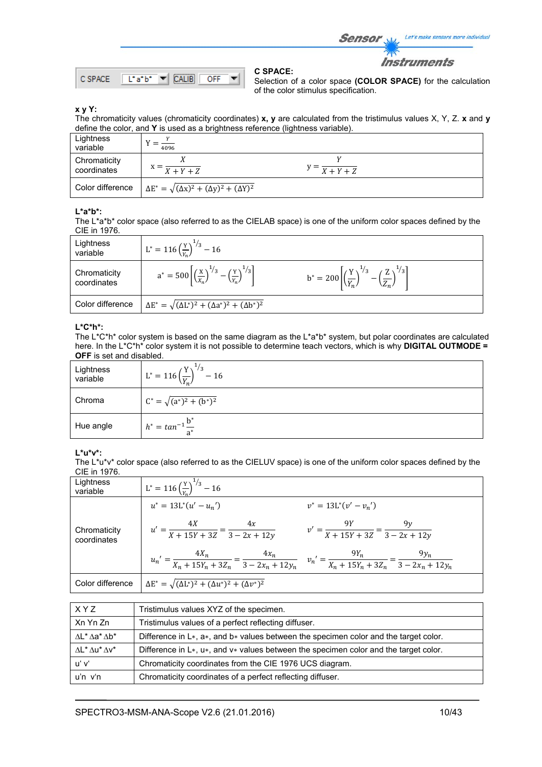**C SPACE:**
Selection of a color space **(COLOR SPACE)** for the calculation of the color stimulus specification.

**x y Y:**
The chromaticity values (chromaticity coordinates) **x, y** are calculated from the tristimulus values X, Y, Z. **x** and **y** define the color, and **Y** is used as a brightness reference (lightness variable).

| | | |
|---|---|---|
| Lightness variable | $Y = \frac{Y}{4096}$ | |
| Chromaticity coordinates | $x = \frac{X}{X+Y+Z}$ | $y = \frac{Y}{X+Y+Z}$ |
| Color difference | $\Delta E^* = \sqrt{(\Delta x)^2 + (\Delta y)^2 + (\Delta Y)^2}$ | |

**L\*a\*b\*:**
The L\*a\*b\* color space (also referred to as the CIELAB space) is one of the uniform color spaces defined by the CIE in 1976.

| | | |
|---|---|---|
| Lightness variable | $L^* = 116\left(\frac{Y}{Y_n}\right)^{1/3} - 16$ | |
| Chromaticity coordinates | $a^* = 500\left[\left(\frac{X}{X_n}\right)^{1/3} - \left(\frac{Y}{Y_n}\right)^{1/3}\right]$ | $b^* = 200\left[\left(\frac{Y}{Y_n}\right)^{1/3} - \left(\frac{Z}{Z_n}\right)^{1/3}\right]$ |
| Color difference | $\Delta E^* = \sqrt{(\Delta L^*)^2 + (\Delta a^*)^2 + (\Delta b^*)^2}$ | |

**L\*C\*h\*:**
The L\*C\*h\* color system is based on the same diagram as the L\*a\*b\* system, but polar coordinates are calculated here. In the L\*C\*h\* color system it is not possible to determine teach vectors, which is why **DIGITAL OUTMODE = OFF** is set and disabled.

| | |
|---|---|
| Lightness variable | $L^* = 116\left(\frac{Y}{Y_n}\right)^{1/3} - 16$ |
| Chroma | $C^* = \sqrt{(a^*)^2 + (b^*)^2}$ |
| Hue angle | $h^* = tan^{-1}\frac{b^*}{a^*}$ |

**L\*u\*v\*:**
The L\*u\*v\* color space (also referred to as the CIELUV space) is one of the uniform color spaces defined by the CIE in 1976.

| | | |
|---|---|---|
| Lightness variable | $L^* = 116\left(\frac{Y}{Y_n}\right)^{1/3} - 16$ | |
| Chromaticity coordinates | $u^* = 13L^*(u' - u_n')$ | $v^* = 13L^*(v' - v_n')$ |
| | $u' = \frac{4X}{X+15Y+3Z} = \frac{4x}{3-2x+12y}$ | $v' = \frac{9Y}{X+15Y+3Z} = \frac{9y}{3-2x+12y}$ |
| | $u_n' = \frac{4X_n}{X_n+15Y_n+3Z_n} = \frac{4x_n}{3-2x_n+12y_n}$ | $v_n' = \frac{9Y_n}{X_n+15Y_n+3Z_n} = \frac{9y_n}{3-2x_n+12y_n}$ |
| Color difference | $\Delta E^* = \sqrt{(\Delta L^*)^2 + (\Delta u^*)^2 + (\Delta v^*)^2}$ | |

| | |
|---|---|
| X Y Z | Tristimulus values XYZ of the specimen. |
| Xn Yn Zn | Tristimulus values of a perfect reflecting diffuser. |
| ΔL\* Δa\* Δb\* | Difference in L\*, a\*, and b\* values between the specimen color and the target color. |
| ΔL\* Δu\* Δv\* | Difference in L\*, u\*, and v\* values between the specimen color and the target color. |
| u' v' | Chromaticity coordinates from the CIE 1976 UCS diagram. |
| u'n v'n | Chromaticity coordinates of a perfect reflecting diffuser. |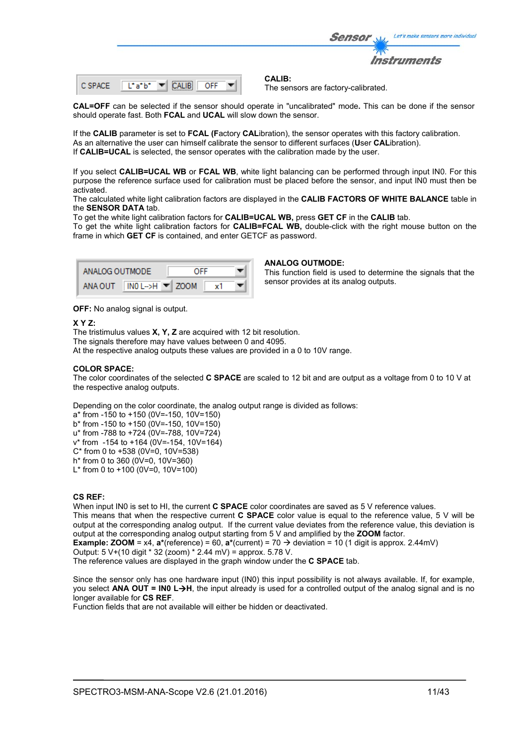C SPACE | L*a*b* | CALIB | OFF

**CALIB:**
The sensors are factory-calibrated.

**CAL=OFF** can be selected if the sensor should operate in "uncalibrated" mode**.** This can be done if the sensor should operate fast. Both **FCAL** and **UCAL** will slow down the sensor.

If the **CALIB** parameter is set to **FCAL (F**actory **CAL**ibration), the sensor operates with this factory calibration.
As an alternative the user can himself calibrate the sensor to different surfaces (**U**ser **CAL**ibration).
If **CALIB=UCAL** is selected, the sensor operates with the calibration made by the user.

If you select **CALIB=UCAL WB** or **FCAL WB**, white light balancing can be performed through input IN0. For this purpose the reference surface used for calibration must be placed before the sensor, and input IN0 must then be activated.
The calculated white light calibration factors are displayed in the **CALIB FACTORS OF WHITE BALANCE** table in the **SENSOR DATA** tab.
To get the white light calibration factors for **CALIB=UCAL WB,** press **GET CF** in the **CALIB** tab.
To get the white light calibration factors for **CALIB=FCAL WB,** double-click with the right mouse button on the frame in which **GET CF** is contained, and enter GETCF as password.

ANALOG OUTMODE | OFF
ANA OUT | IN0 L-->H | ZOOM | x1

**ANALOG OUTMODE:**
This function field is used to determine the signals that the sensor provides at its analog outputs.

**OFF:** No analog signal is output.

**X Y Z:**
The tristimulus values **X, Y, Z** are acquired with 12 bit resolution.
The signals therefore may have values between 0 and 4095.
At the respective analog outputs these values are provided in a 0 to 10V range.

**COLOR SPACE:**
The color coordinates of the selected **C SPACE** are scaled to 12 bit and are output as a voltage from 0 to 10 V at the respective analog outputs.

Depending on the color coordinate, the analog output range is divided as follows:
a* from -150 to +150 (0V=-150, 10V=150)
b* from -150 to +150 (0V=-150, 10V=150)
u* from -788 to +724 (0V=-788, 10V=724)
v* from -154 to +164 (0V=-154, 10V=164)
C* from 0 to +538 (0V=0, 10V=538)
h* from 0 to 360 (0V=0, 10V=360)
L* from 0 to +100 (0V=0, 10V=100)

**CS REF:**
When input IN0 is set to HI, the current **C SPACE** color coordinates are saved as 5 V reference values.
This means that when the respective current **C SPACE** color value is equal to the reference value, 5 V will be output at the corresponding analog output. If the current value deviates from the reference value, this deviation is output at the corresponding analog output starting from 5 V and amplified by the **ZOOM** factor.
**Example: ZOOM** = x4, **a***(reference) = 60, **a***(current) = 70 → deviation = 10 (1 digit is approx. 2.44mV)
Output: 5 V+(10 digit * 32 (zoom) * 2.44 mV) = approx. 5.78 V.
The reference values are displayed in the graph window under the **C SPACE** tab.

Since the sensor only has one hardware input (IN0) this input possibility is not always available. If, for example, you select **ANA OUT = IN0 L→H**, the input already is used for a controlled output of the analog signal and is no longer available for **CS REF**.
Function fields that are not available will either be hidden or deactivated.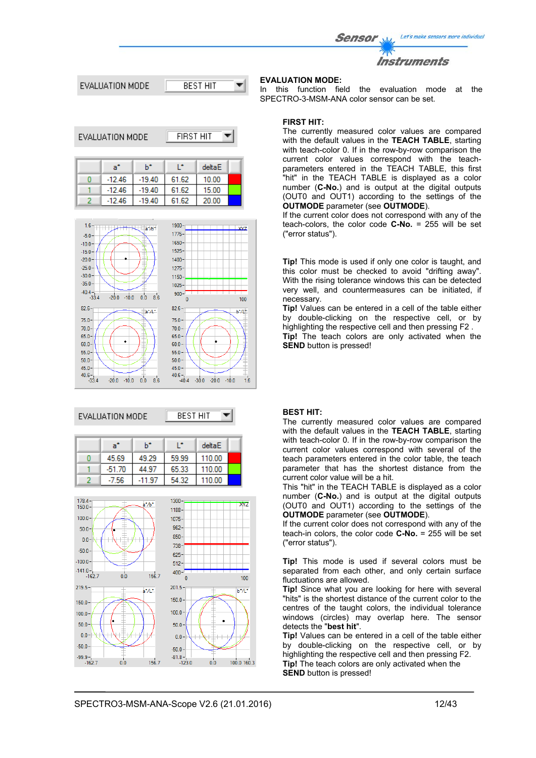EVALUATION MODE | BEST HIT

**EVALUATION MODE:**
In this function field the evaluation mode at the SPECTRO-3-MSM-ANA color sensor can be set.

EVALUATION MODE | FIRST HIT

| | a* | b* | L* | deltaE |
|---|---|---|---|---|
| 0 | -12.46 | -19.40 | 61.62 | 10.00 |
| 1 | -12.46 | -19.40 | 61.62 | 15.00 |
| 2 | -12.46 | -19.40 | 61.62 | 20.00 |

**FIRST HIT:**
The currently measured color values are compared with the default values in the **TEACH TABLE**, starting with teach-color 0. If in the row-by-row comparison the current color values correspond with the teach-parameters entered in the TEACH TABLE, this first "hit" in the TEACH TABLE is displayed as a color number (**C-No.**) and is output at the digital outputs (OUT0 and OUT1) according to the settings of the **OUTMODE** parameter (see **OUTMODE**).
If the current color does not correspond with any of the teach-colors, the color code **C-No.** = 255 will be set ("error status").

**Tip!** This mode is used if only one color is taught, and this color must be checked to avoid "drifting away". With the rising tolerance windows this can be detected very well, and countermeasures can be initiated, if necessary.
**Tip!** Values can be entered in a cell of the table either by double-clicking on the respective cell, or by highlighting the respective cell and then pressing F2 .
**Tip!** The teach colors are only activated when the **SEND** button is pressed!

EVALUATION MODE | BEST HIT

| | a* | b* | L* | deltaE |
|---|---|---|---|---|
| 0 | 45.69 | 49.29 | 59.99 | 110.00 |
| 1 | -51.70 | 44.97 | 65.33 | 110.00 |
| 2 | -7.56 | -11.97 | 54.32 | 110.00 |

**BEST HIT:**
The currently measured color values are compared with the default values in the **TEACH TABLE**, starting with teach-color 0. If in the row-by-row comparison the current color values correspond with several of the teach parameters entered in the color table, the teach parameter that has the shortest distance from the current color value will be a hit.
This "hit" in the TEACH TABLE is displayed as a color number (**C-No.**) and is output at the digital outputs (OUT0 and OUT1) according to the settings of the **OUTMODE** parameter (see **OUTMODE**).
If the current color does not correspond with any of the teach-in colors, the color code **C-No.** = 255 will be set ("error status").

**Tip!** This mode is used if several colors must be separated from each other, and only certain surface fluctuations are allowed.
**Tip!** Since what you are looking for here with several "hits" is the shortest distance to the current color to the centres of the taught colors, the individual tolerance windows (circles) may overlap here. The sensor detects the "**best hit**".
**Tip!** Values can be entered in a cell of the table either by double-clicking on the respective cell, or by highlighting the respective cell and then pressing F2.
**Tip!** The teach colors are only activated when the **SEND** button is pressed!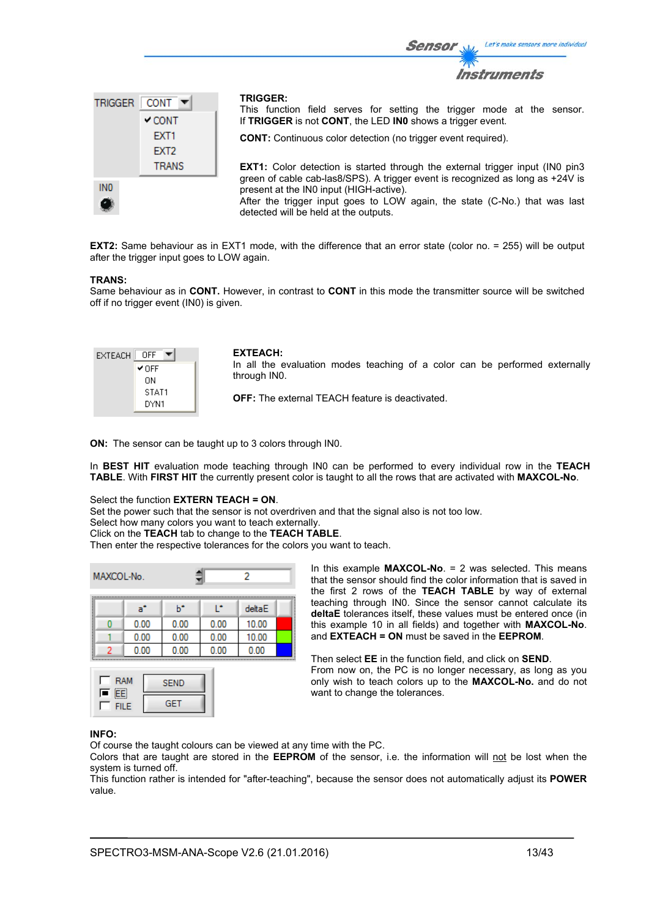**TRIGGER:**
This function field serves for setting the trigger mode at the sensor.
If **TRIGGER** is not **CONT**, the LED **IN0** shows a trigger event.

**CONT:** Continuous color detection (no trigger event required).

**EXT1:** Color detection is started through the external trigger input (IN0 pin3 green of cable cab-las8/SPS). A trigger event is recognized as long as +24V is present at the IN0 input (HIGH-active).
After the trigger input goes to LOW again, the state (C-No.) that was last detected will be held at the outputs.

**EXT2:** Same behaviour as in EXT1 mode, with the difference that an error state (color no. = 255) will be output after the trigger input goes to LOW again.

**TRANS:**
Same behaviour as in **CONT.** However, in contrast to **CONT** in this mode the transmitter source will be switched off if no trigger event (IN0) is given.

**EXTEACH:**
In all the evaluation modes teaching of a color can be performed externally through IN0.

**OFF:** The external TEACH feature is deactivated.

**ON:** The sensor can be taught up to 3 colors through IN0.

In **BEST HIT** evaluation mode teaching through IN0 can be performed to every individual row in the **TEACH TABLE**. With **FIRST HIT** the currently present color is taught to all the rows that are activated with **MAXCOL-No**.

Select the function **EXTERN TEACH = ON**.
Set the power such that the sensor is not overdriven and that the signal also is not too low.
Select how many colors you want to teach externally.
Click on the **TEACH** tab to change to the **TEACH TABLE**.
Then enter the respective tolerances for the colors you want to teach.

In this example **MAXCOL-No**. = 2 was selected. This means that the sensor should find the color information that is saved in the first 2 rows of the **TEACH TABLE** by way of external teaching through IN0. Since the sensor cannot calculate its **deltaE** tolerances itself, these values must be entered once (in this example 10 in all fields) and together with **MAXCOL-No**. and **EXTEACH = ON** must be saved in the **EEPROM**.

Then select **EE** in the function field, and click on **SEND**.
From now on, the PC is no longer necessary, as long as you only wish to teach colors up to the **MAXCOL-No.** and do not want to change the tolerances.

**INFO:**
Of course the taught colours can be viewed at any time with the PC.
Colors that are taught are stored in the **EEPROM** of the sensor, i.e. the information will not be lost when the system is turned off.
This function rather is intended for "after-teaching", because the sensor does not automatically adjust its **POWER** value.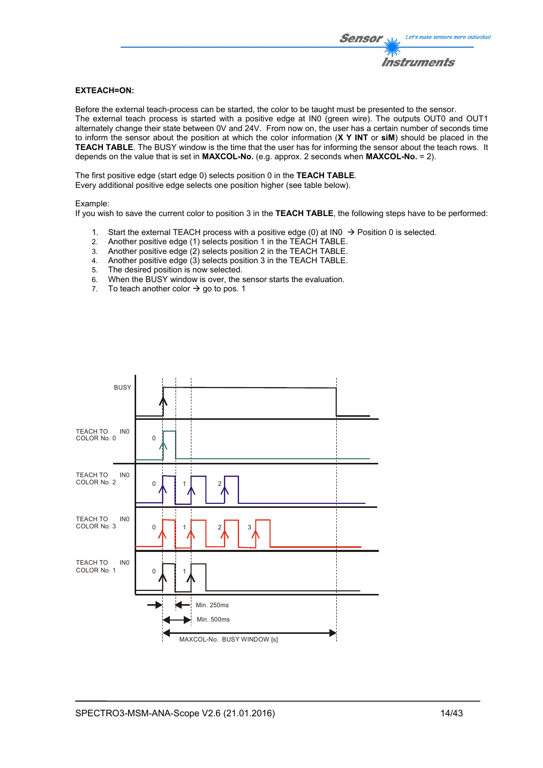**EXTEACH=ON:**

Before the external teach-process can be started, the color to be taught must be presented to the sensor. The external teach process is started with a positive edge at IN0 (green wire). The outputs OUT0 and OUT1 alternately change their state between 0V and 24V. From now on, the user has a certain number of seconds time to inform the sensor about the position at which the color information (**X Y INT** or **siM**) should be placed in the **TEACH TABLE**. The BUSY window is the time that the user has for informing the sensor about the teach rows. It depends on the value that is set in **MAXCOL-No.** (e.g. approx. 2 seconds when **MAXCOL-No.** = 2).

The first positive edge (start edge 0) selects position 0 in the **TEACH TABLE**.
Every additional positive edge selects one position higher (see table below).

Example:
If you wish to save the current color to position 3 in the **TEACH TABLE**, the following steps have to be performed:

1. Start the external TEACH process with a positive edge (0) at IN0 → Position 0 is selected.
2. Another positive edge (1) selects position 1 in the TEACH TABLE.
3. Another positive edge (2) selects position 2 in the TEACH TABLE.
4. Another positive edge (3) selects position 3 in the TEACH TABLE.
5. The desired position is now selected.
6. When the BUSY window is over, the sensor starts the evaluation.
7. To teach another color → go to pos. 1

BUSY

TEACH TO COLOR No. 0 IN0

TEACH TO COLOR No. 2 IN0

TEACH TO COLOR No. 3 IN0

TEACH TO COLOR No. 1 IN0

Min. 250ms

Min. 500ms

MAXCOL-No. BUSY WINDOW [s]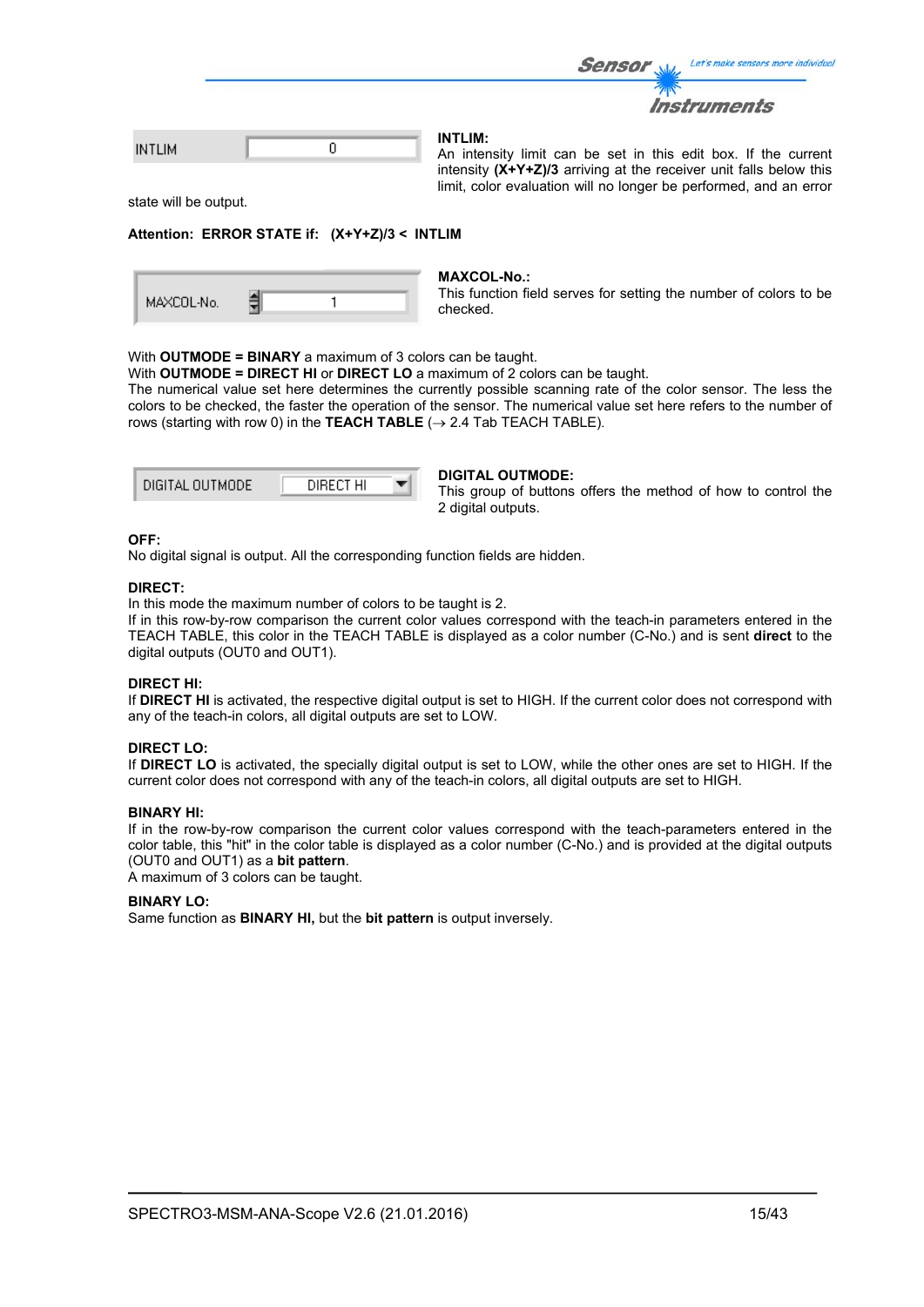INTLIM 0

**INTLIM:**
An intensity limit can be set in this edit box. If the current intensity **(X+Y+Z)/3** arriving at the receiver unit falls below this limit, color evaluation will no longer be performed, and an error state will be output.

**Attention: ERROR STATE if: (X+Y+Z)/3 < INTLIM**

MAXCOL-No. 1

**MAXCOL-No.:**
This function field serves for setting the number of colors to be checked.

With **OUTMODE = BINARY** a maximum of 3 colors can be taught.
With **OUTMODE = DIRECT HI** or **DIRECT LO** a maximum of 2 colors can be taught.
The numerical value set here determines the currently possible scanning rate of the color sensor. The less the colors to be checked, the faster the operation of the sensor. The numerical value set here refers to the number of rows (starting with row 0) in the **TEACH TABLE** (→ 2.4 Tab TEACH TABLE).

DIGITAL OUTMODE DIRECT HI

**DIGITAL OUTMODE:**
This group of buttons offers the method of how to control the 2 digital outputs.

**OFF:**
No digital signal is output. All the corresponding function fields are hidden.

**DIRECT:**
In this mode the maximum number of colors to be taught is 2.
If in this row-by-row comparison the current color values correspond with the teach-in parameters entered in the TEACH TABLE, this color in the TEACH TABLE is displayed as a color number (C-No.) and is sent **direct** to the digital outputs (OUT0 and OUT1).

**DIRECT HI:**
If **DIRECT HI** is activated, the respective digital output is set to HIGH. If the current color does not correspond with any of the teach-in colors, all digital outputs are set to LOW.

**DIRECT LO:**
If **DIRECT LO** is activated, the specially digital output is set to LOW, while the other ones are set to HIGH. If the current color does not correspond with any of the teach-in colors, all digital outputs are set to HIGH.

**BINARY HI:**
If in the row-by-row comparison the current color values correspond with the teach-parameters entered in the color table, this "hit" in the color table is displayed as a color number (C-No.) and is provided at the digital outputs (OUT0 and OUT1) as a **bit pattern**.
A maximum of 3 colors can be taught.

**BINARY LO:**
Same function as **BINARY HI,** but the **bit pattern** is output inversely.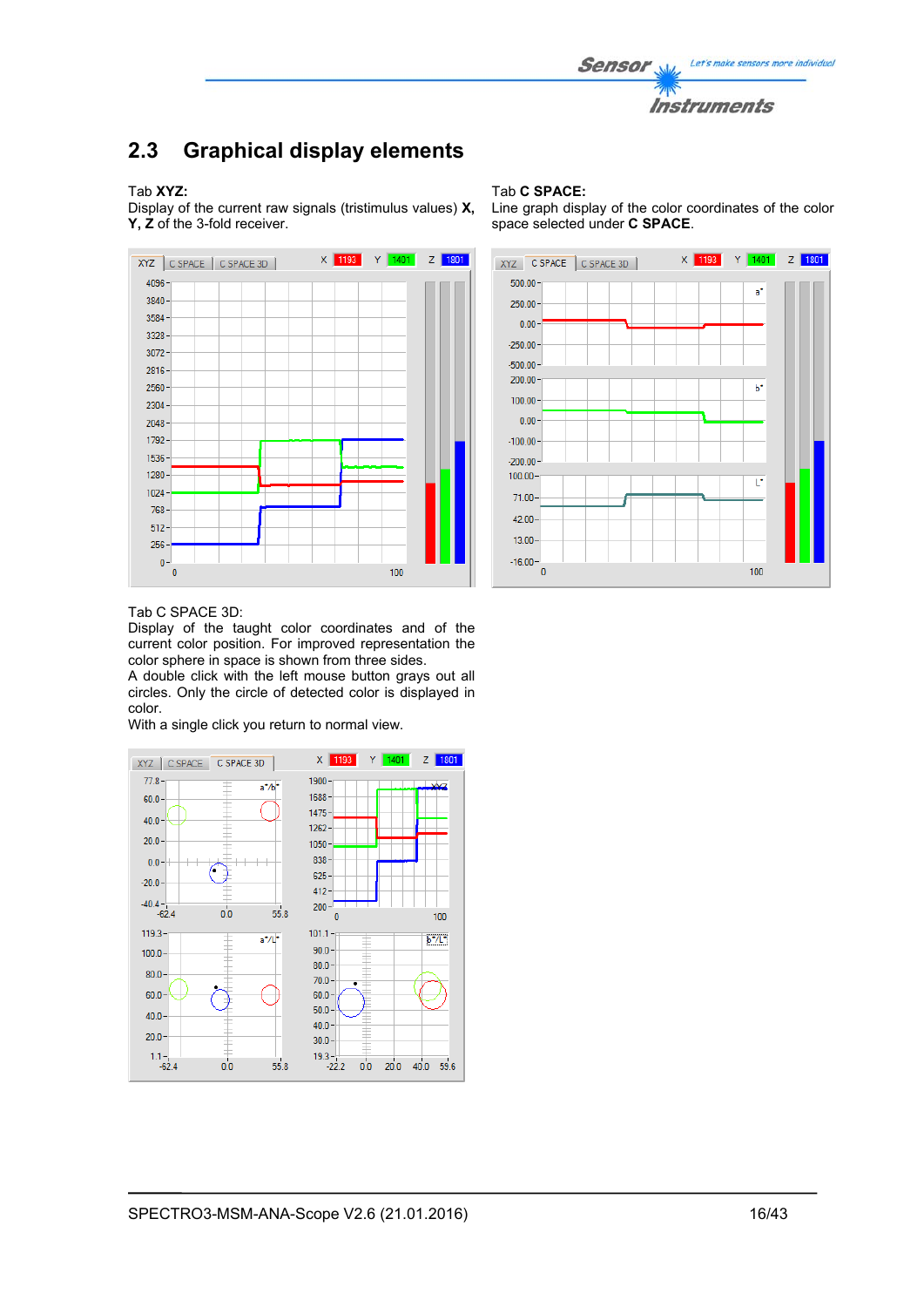## 2.3 Graphical display elements

Tab **XYZ:**
Display of the current raw signals (tristimulus values) **X, Y, Z** of the 3-fold receiver.

Tab **C SPACE:**
Line graph display of the color coordinates of the color space selected under **C SPACE**.

Tab C SPACE 3D:
Display of the taught color coordinates and of the current color position. For improved representation the color sphere in space is shown from three sides.
A double click with the left mouse button grays out all circles. Only the circle of detected color is displayed in color.
With a single click you return to normal view.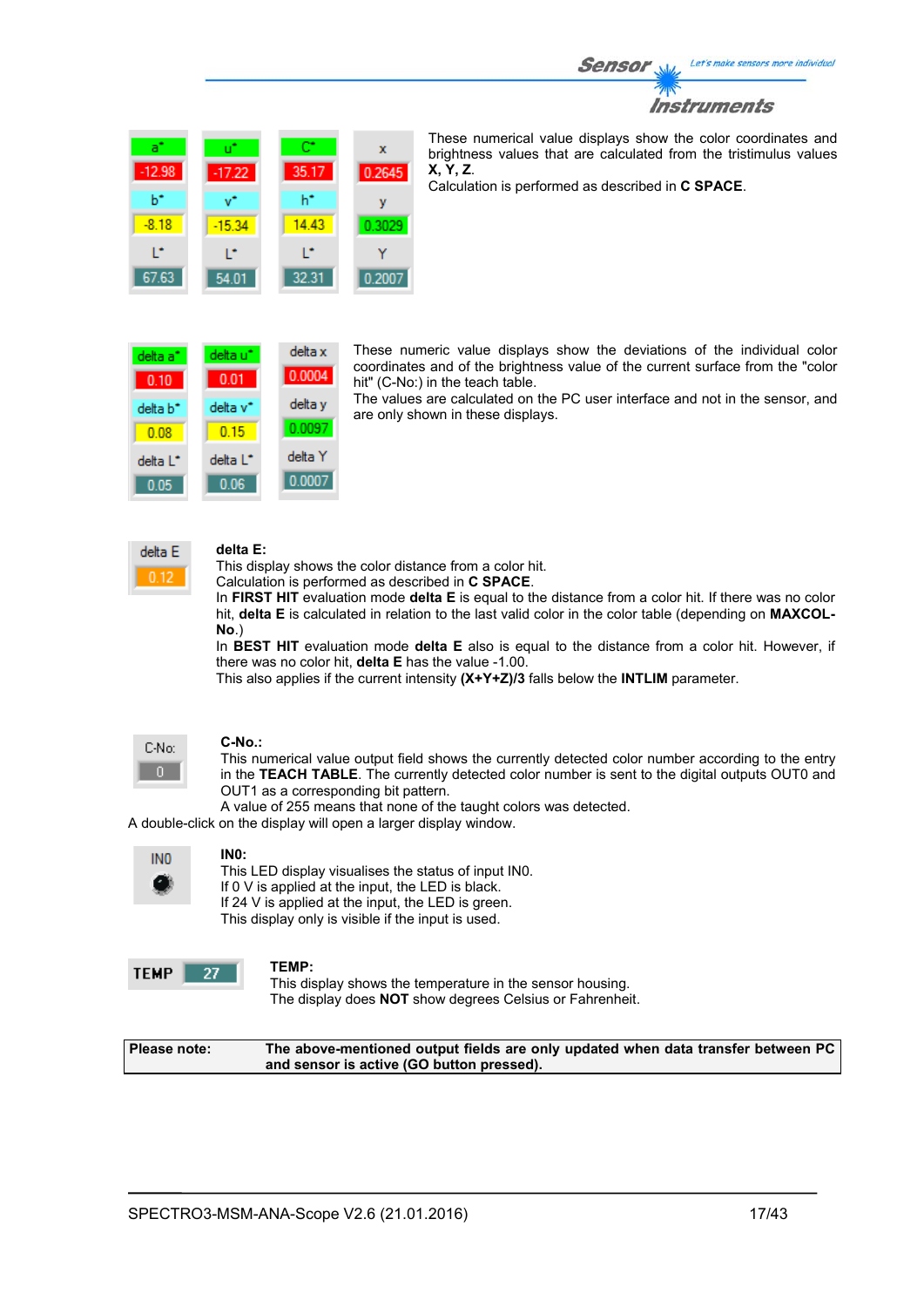| a* | u* | C* | x |
|---|---|---|---|
| -12.98 | -17.22 | 35.17 | 0.2645 |
| b* | v* | h* | y |
| -8.18 | -15.34 | 14.43 | 0.3029 |
| L* | L* | L* | Y |
| 67.63 | 54.01 | 32.31 | 0.2007 |

These numerical value displays show the color coordinates and brightness values that are calculated from the tristimulus values **X, Y, Z**.
Calculation is performed as described in **C SPACE**.

| delta a* | delta u* | delta x |
|---|---|---|
| 0.10 | 0.01 | 0.0004 |
| delta b* | delta v* | delta y |
| 0.08 | 0.15 | 0.0097 |
| delta L* | delta L* | delta Y |
| 0.05 | 0.06 | 0.0007 |

These numeric value displays show the deviations of the individual color coordinates and of the brightness value of the current surface from the "color hit" (C-No:) in the teach table.
The values are calculated on the PC user interface and not in the sensor, and are only shown in these displays.

| delta E |
|---|
| 0.12 |

**delta E:**
This display shows the color distance from a color hit.
Calculation is performed as described in **C SPACE**.
In **FIRST HIT** evaluation mode **delta E** is equal to the distance from a color hit. If there was no color hit, **delta E** is calculated in relation to the last valid color in the color table (depending on **MAXCOL-No**.)
In **BEST HIT** evaluation mode **delta E** also is equal to the distance from a color hit. However, if there was no color hit, **delta E** has the value -1.00.
This also applies if the current intensity **(X+Y+Z)/3** falls below the **INTLIM** parameter.

| C-No: |
|---|
| 0 |

**C-No.:**
This numerical value output field shows the currently detected color number according to the entry in the **TEACH TABLE**. The currently detected color number is sent to the digital outputs OUT0 and OUT1 as a corresponding bit pattern.
A value of 255 means that none of the taught colors was detected.
A double-click on the display will open a larger display window.

IN0

**IN0:**
This LED display visualises the status of input IN0.
If 0 V is applied at the input, the LED is black.
If 24 V is applied at the input, the LED is green.
This display only is visible if the input is used.

| TEMP | 27 |
|---|---|

**TEMP:**
This display shows the temperature in the sensor housing.
The display does **NOT** show degrees Celsius or Fahrenheit.

| Please note: | The above-mentioned output fields are only updated when data transfer between PC and sensor is active (GO button pressed). |
|---|---|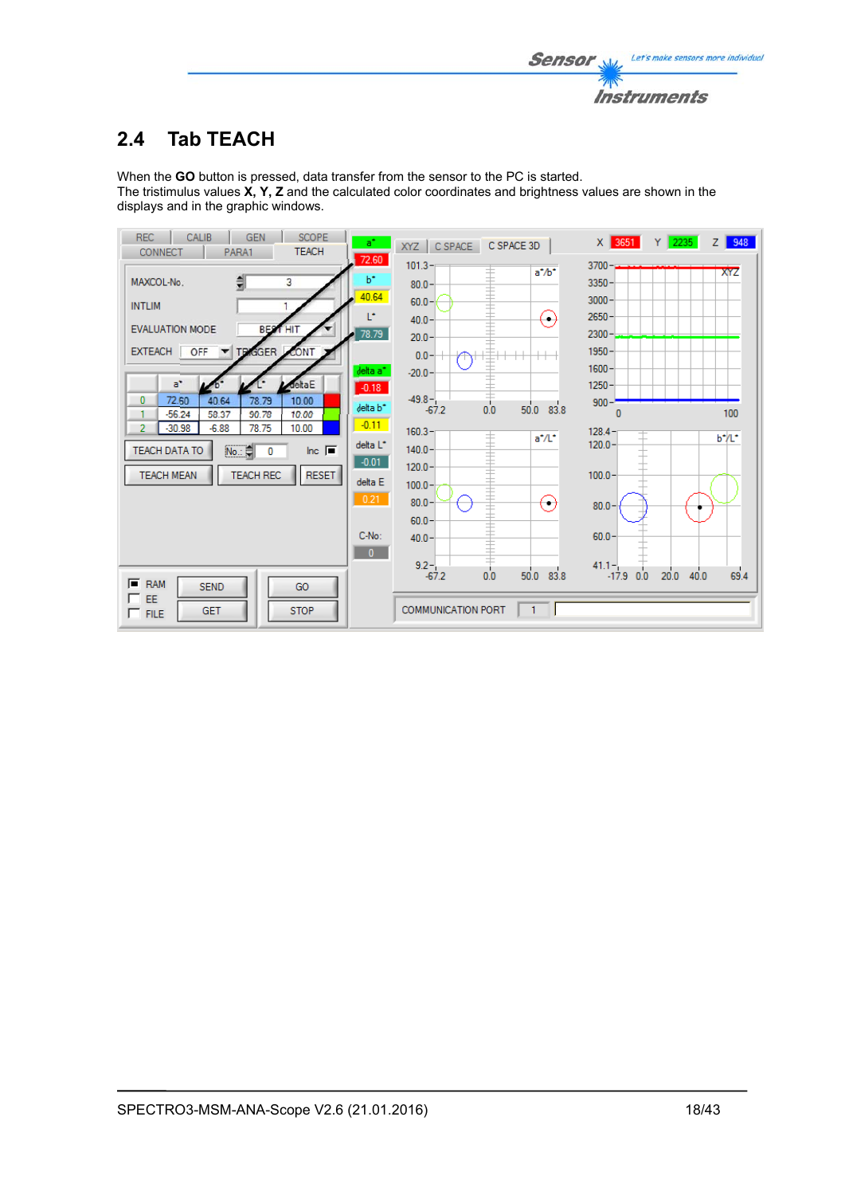## 2.4 Tab TEACH

When the **GO** button is pressed, data transfer from the sensor to the PC is started.
The tristimulus values **X, Y, Z** and the calculated color coordinates and brightness values are shown in the displays and in the graphic windows.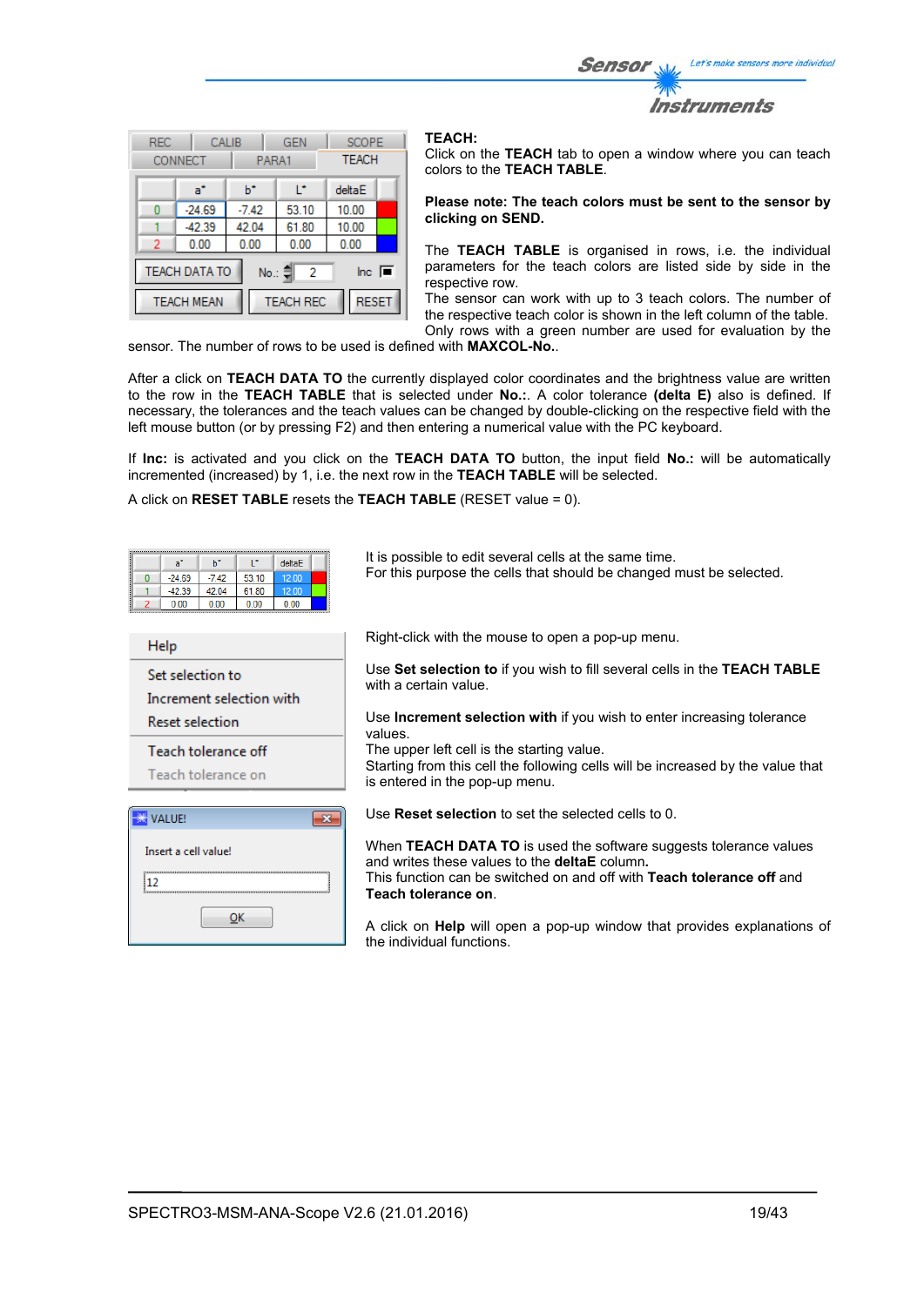**TEACH:**

Click on the **TEACH** tab to open a window where you can teach colors to the **TEACH TABLE**.

**Please note: The teach colors must be sent to the sensor by clicking on SEND.**

The **TEACH TABLE** is organised in rows, i.e. the individual parameters for the teach colors are listed side by side in the respective row.

The sensor can work with up to 3 teach colors. The number of the respective teach color is shown in the left column of the table. Only rows with a green number are used for evaluation by the sensor. The number of rows to be used is defined with **MAXCOL-No.**.

After a click on **TEACH DATA TO** the currently displayed color coordinates and the brightness value are written to the row in the **TEACH TABLE** that is selected under **No.:**. A color tolerance **(delta E)** also is defined. If necessary, the tolerances and the teach values can be changed by double-clicking on the respective field with the left mouse button (or by pressing F2) and then entering a numerical value with the PC keyboard.

If **Inc:** is activated and you click on the **TEACH DATA TO** button, the input field **No.:** will be automatically incremented (increased) by 1, i.e. the next row in the **TEACH TABLE** will be selected.

A click on **RESET TABLE** resets the **TEACH TABLE** (RESET value = 0).

It is possible to edit several cells at the same time.
For this purpose the cells that should be changed must be selected.

Right-click with the mouse to open a pop-up menu.

Use **Set selection to** if you wish to fill several cells in the **TEACH TABLE** with a certain value.

Use **Increment selection with** if you wish to enter increasing tolerance values.
The upper left cell is the starting value.
Starting from this cell the following cells will be increased by the value that is entered in the pop-up menu.

Use **Reset selection** to set the selected cells to 0.

When **TEACH DATA TO** is used the software suggests tolerance values and writes these values to the **deltaE** column**.**
This function can be switched on and off with **Teach tolerance off** and **Teach tolerance on**.

A click on **Help** will open a pop-up window that provides explanations of the individual functions.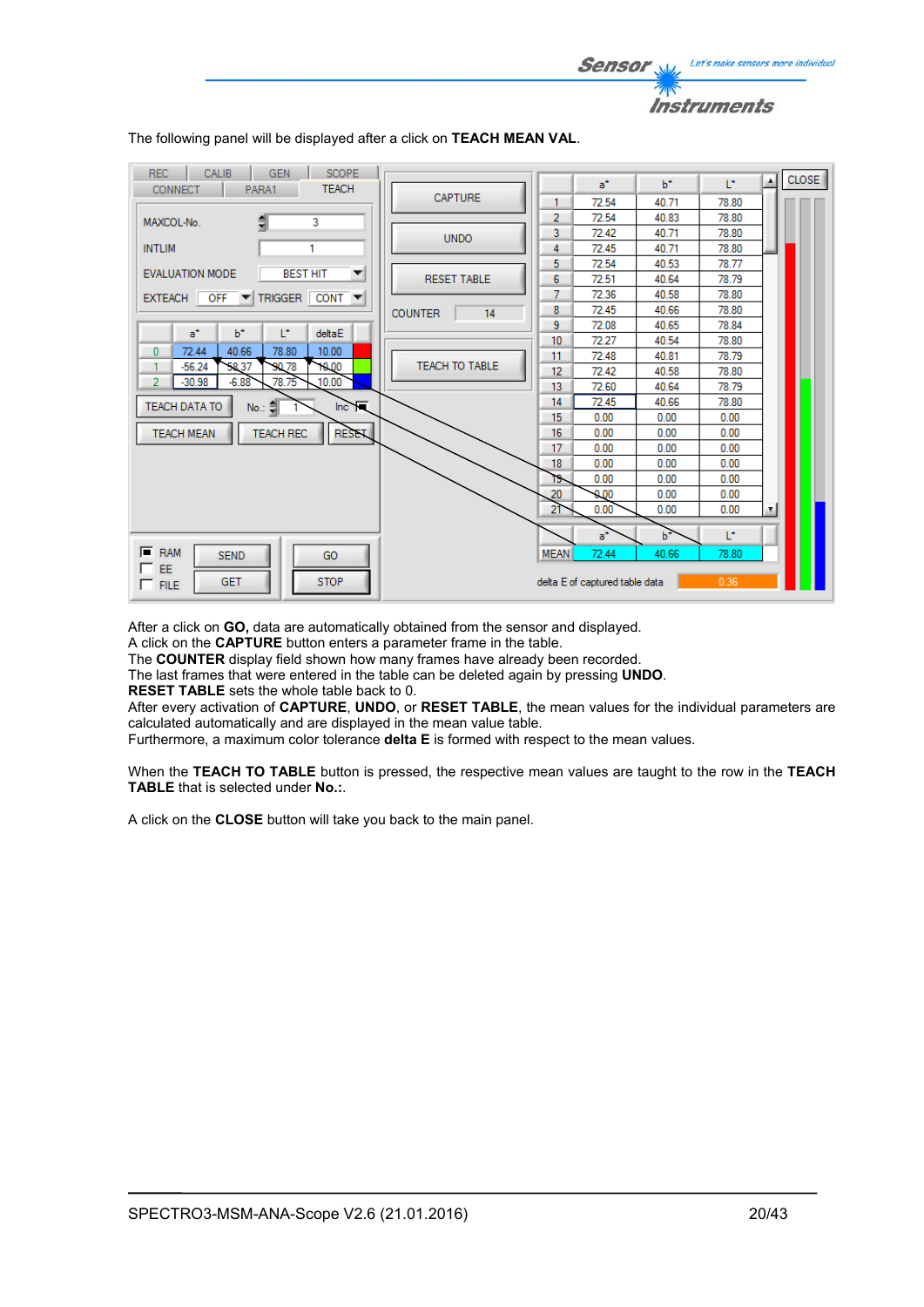The following panel will be displayed after a click on **TEACH MEAN VAL**.

After a click on **GO,** data are automatically obtained from the sensor and displayed.
A click on the **CAPTURE** button enters a parameter frame in the table.
The **COUNTER** display field shown how many frames have already been recorded.
The last frames that were entered in the table can be deleted again by pressing **UNDO**.
**RESET TABLE** sets the whole table back to 0.
After every activation of **CAPTURE**, **UNDO**, or **RESET TABLE**, the mean values for the individual parameters are calculated automatically and are displayed in the mean value table.
Furthermore, a maximum color tolerance **delta E** is formed with respect to the mean values.

When the **TEACH TO TABLE** button is pressed, the respective mean values are taught to the row in the **TEACH TABLE** that is selected under **No.:**.

A click on the **CLOSE** button will take you back to the main panel.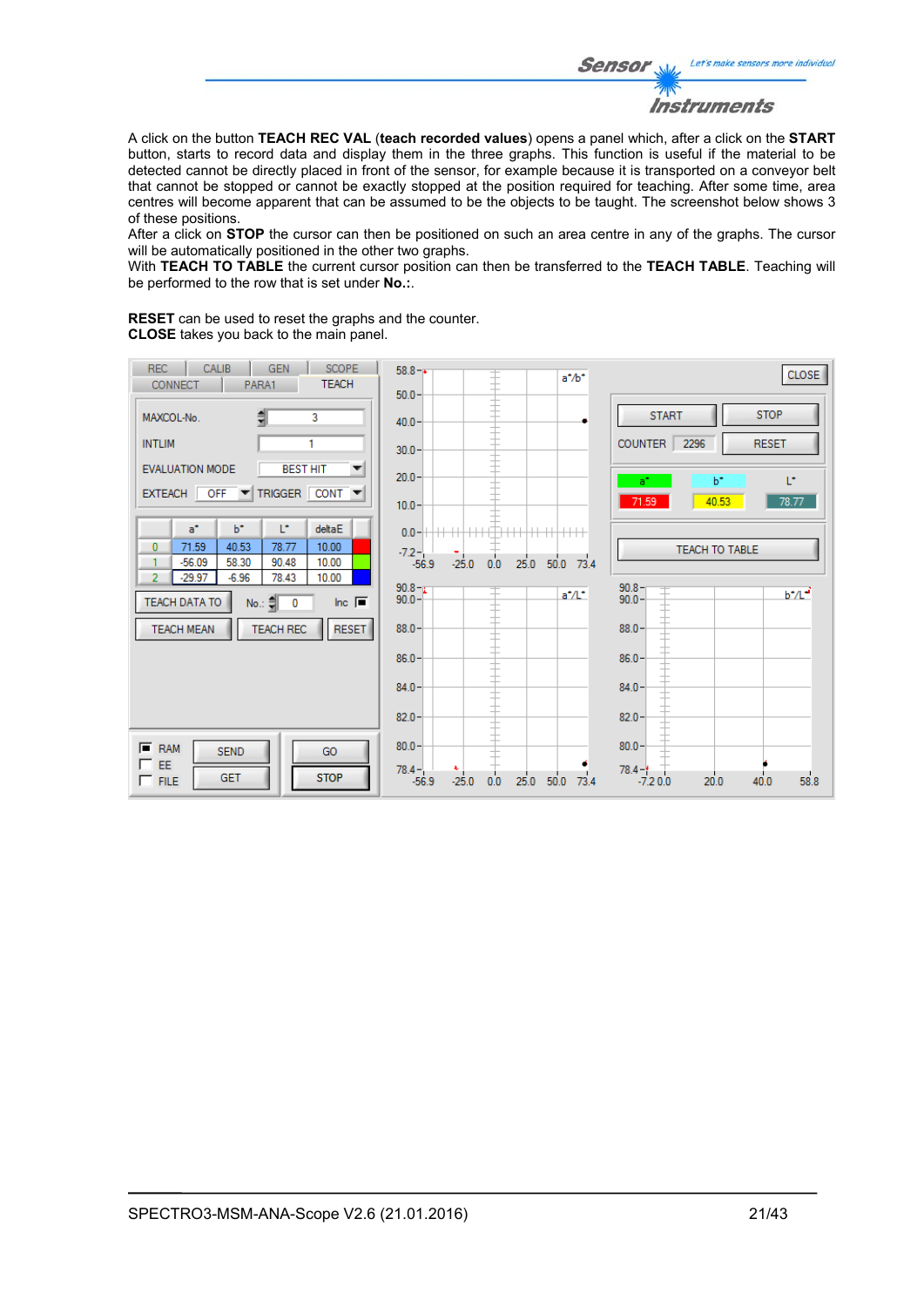A click on the button **TEACH REC VAL** (**teach recorded values**) opens a panel which, after a click on the **START** button, starts to record data and display them in the three graphs. This function is useful if the material to be detected cannot be directly placed in front of the sensor, for example because it is transported on a conveyor belt that cannot be stopped or cannot be exactly stopped at the position required for teaching. After some time, area centres will become apparent that can be assumed to be the objects to be taught. The screenshot below shows 3 of these positions.
After a click on **STOP** the cursor can then be positioned on such an area centre in any of the graphs. The cursor will be automatically positioned in the other two graphs.
With **TEACH TO TABLE** the current cursor position can then be transferred to the **TEACH TABLE**. Teaching will be performed to the row that is set under **No.:**.

**RESET** can be used to reset the graphs and the counter.
**CLOSE** takes you back to the main panel.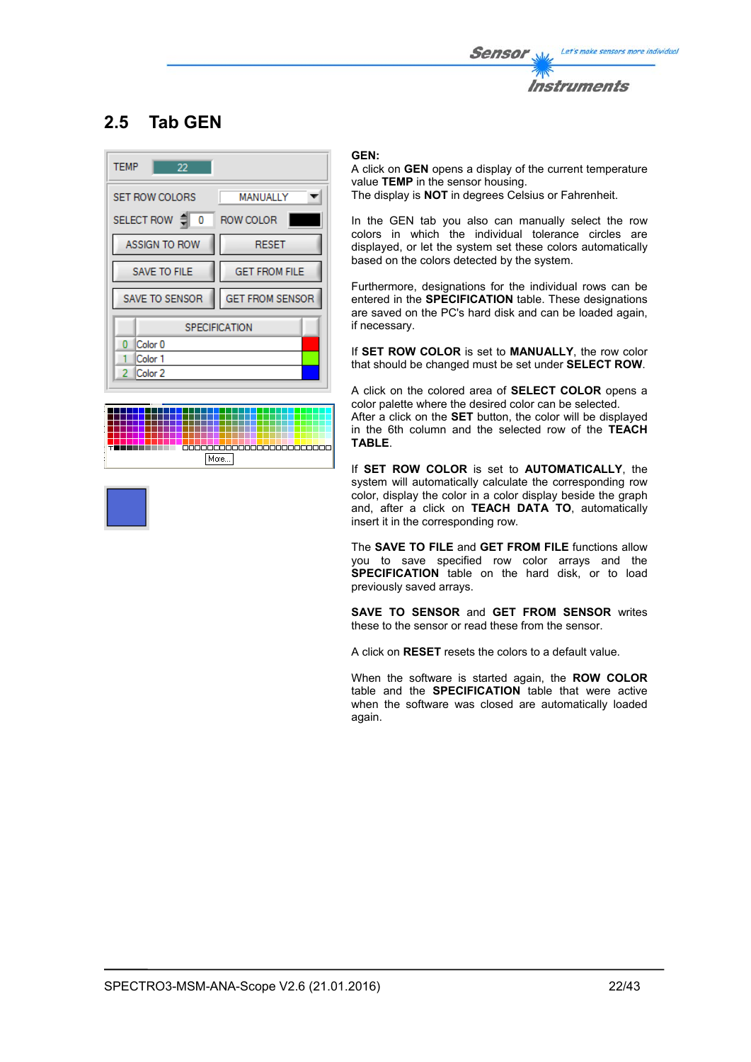## 2.5 Tab GEN

**GEN:**
A click on **GEN** opens a display of the current temperature value **TEMP** in the sensor housing.
The display is **NOT** in degrees Celsius or Fahrenheit.

In the GEN tab you also can manually select the row colors in which the individual tolerance circles are displayed, or let the system set these colors automatically based on the colors detected by the system.

Furthermore, designations for the individual rows can be entered in the **SPECIFICATION** table. These designations are saved on the PC's hard disk and can be loaded again, if necessary.

If **SET ROW COLOR** is set to **MANUALLY**, the row color that should be changed must be set under **SELECT ROW**.

A click on the colored area of **SELECT COLOR** opens a color palette where the desired color can be selected.
After a click on the **SET** button, the color will be displayed in the 6th column and the selected row of the **TEACH TABLE**.

If **SET ROW COLOR** is set to **AUTOMATICALLY**, the system will automatically calculate the corresponding row color, display the color in a color display beside the graph and, after a click on **TEACH DATA TO**, automatically insert it in the corresponding row.

The **SAVE TO FILE** and **GET FROM FILE** functions allow you to save specified row color arrays and the **SPECIFICATION** table on the hard disk, or to load previously saved arrays.

**SAVE TO SENSOR** and **GET FROM SENSOR** writes these to the sensor or read these from the sensor.

A click on **RESET** resets the colors to a default value.

When the software is started again, the **ROW COLOR** table and the **SPECIFICATION** table that were active when the software was closed are automatically loaded again.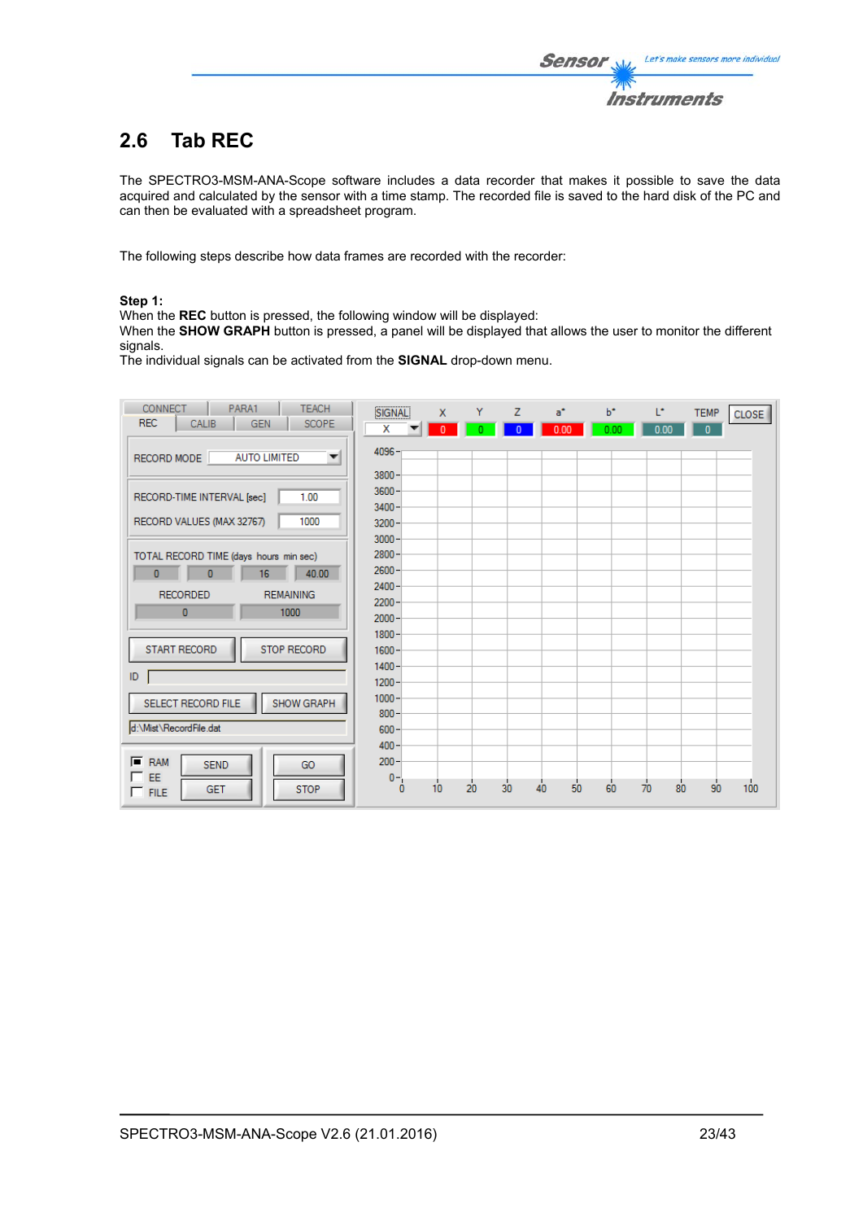## 2.6 Tab REC

The SPECTRO3-MSM-ANA-Scope software includes a data recorder that makes it possible to save the data acquired and calculated by the sensor with a time stamp. The recorded file is saved to the hard disk of the PC and can then be evaluated with a spreadsheet program.

The following steps describe how data frames are recorded with the recorder:

**Step 1:**
When the **REC** button is pressed, the following window will be displayed:
When the **SHOW GRAPH** button is pressed, a panel will be displayed that allows the user to monitor the different signals.
The individual signals can be activated from the **SIGNAL** drop-down menu.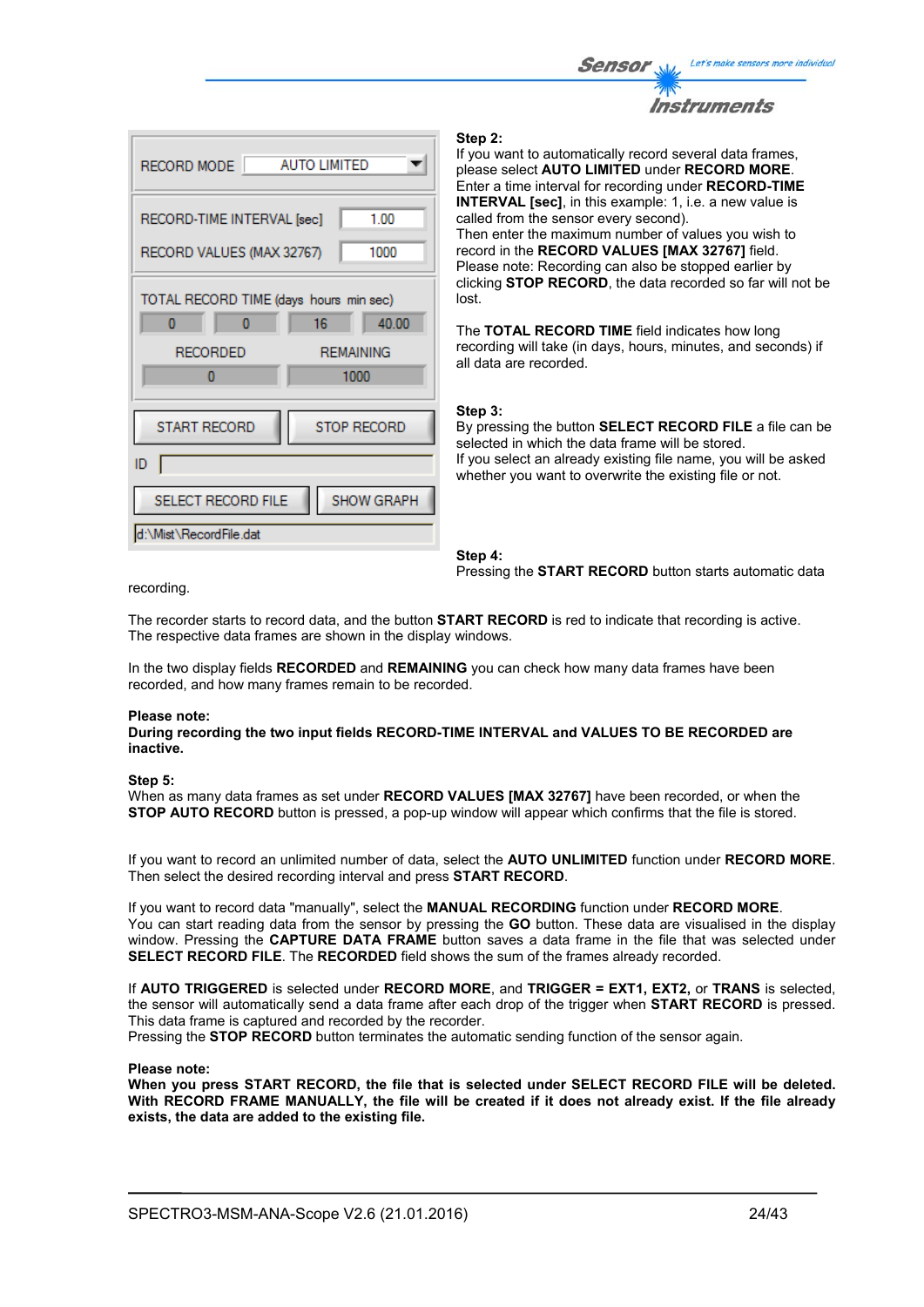RECORD MODE: AUTO LIMITED

RECORD-TIME INTERVAL [sec]: 1.00

RECORD VALUES (MAX 32767): 1000

TOTAL RECORD TIME (days hours min sec): 0 | 0 | 16 | 40.00

RECORDED: 0 — REMAINING: 1000

START RECORD | STOP RECORD

ID

SELECT RECORD FILE | SHOW GRAPH

d:\Mist\RecordFile.dat

**Step 2:**
If you want to automatically record several data frames, please select **AUTO LIMITED** under **RECORD MORE**. Enter a time interval for recording under **RECORD-TIME INTERVAL [sec]**, in this example: 1, i.e. a new value is called from the sensor every second).
Then enter the maximum number of values you wish to record in the **RECORD VALUES [MAX 32767]** field.
Please note: Recording can also be stopped earlier by clicking **STOP RECORD**, the data recorded so far will not be lost.

The **TOTAL RECORD TIME** field indicates how long recording will take (in days, hours, minutes, and seconds) if all data are recorded.

**Step 3:**
By pressing the button **SELECT RECORD FILE** a file can be selected in which the data frame will be stored.
If you select an already existing file name, you will be asked whether you want to overwrite the existing file or not.

**Step 4:**
Pressing the **START RECORD** button starts automatic data recording.

The recorder starts to record data, and the button **START RECORD** is red to indicate that recording is active.
The respective data frames are shown in the display windows.

In the two display fields **RECORDED** and **REMAINING** you can check how many data frames have been recorded, and how many frames remain to be recorded.

**Please note:**
**During recording the two input fields RECORD-TIME INTERVAL and VALUES TO BE RECORDED are inactive.**

**Step 5:**
When as many data frames as set under **RECORD VALUES [MAX 32767]** have been recorded, or when the **STOP AUTO RECORD** button is pressed, a pop-up window will appear which confirms that the file is stored.

If you want to record an unlimited number of data, select the **AUTO UNLIMITED** function under **RECORD MORE**. Then select the desired recording interval and press **START RECORD**.

If you want to record data "manually", select the **MANUAL RECORDING** function under **RECORD MORE**. You can start reading data from the sensor by pressing the **GO** button. These data are visualised in the display window. Pressing the **CAPTURE DATA FRAME** button saves a data frame in the file that was selected under **SELECT RECORD FILE**. The **RECORDED** field shows the sum of the frames already recorded.

If **AUTO TRIGGERED** is selected under **RECORD MORE**, and **TRIGGER = EXT1, EXT2,** or **TRANS** is selected, the sensor will automatically send a data frame after each drop of the trigger when **START RECORD** is pressed. This data frame is captured and recorded by the recorder.
Pressing the **STOP RECORD** button terminates the automatic sending function of the sensor again.

**Please note:**
**When you press START RECORD, the file that is selected under SELECT RECORD FILE will be deleted. With RECORD FRAME MANUALLY, the file will be created if it does not already exist. If the file already exists, the data are added to the existing file.**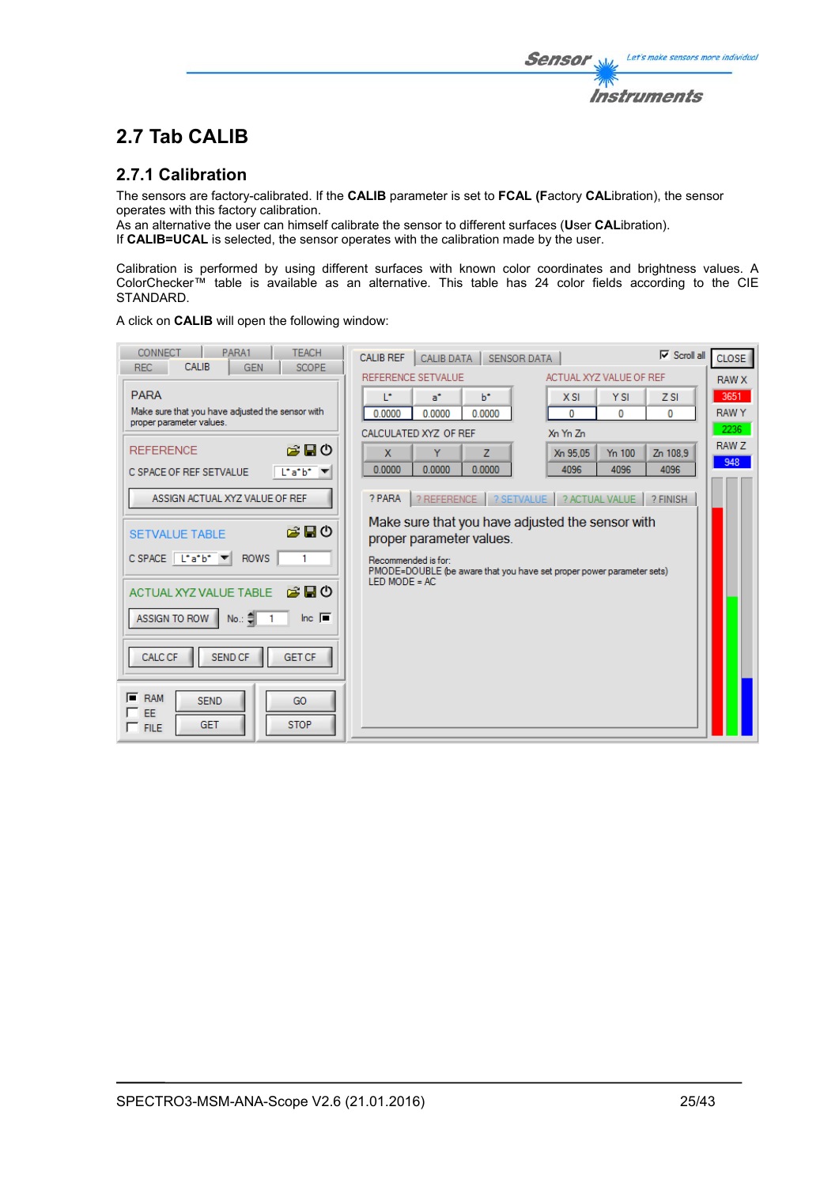## 2.7 Tab CALIB

### 2.7.1 Calibration

The sensors are factory-calibrated. If the **CALIB** parameter is set to **FCAL** (**F**actory **CAL**ibration), the sensor operates with this factory calibration.
As an alternative the user can himself calibrate the sensor to different surfaces (**U**ser **CAL**ibration).
If **CALIB=UCAL** is selected, the sensor operates with the calibration made by the user.

Calibration is performed by using different surfaces with known color coordinates and brightness values. A ColorChecker™ table is available as an alternative. This table has 24 color fields according to the CIE STANDARD.

A click on **CALIB** will open the following window: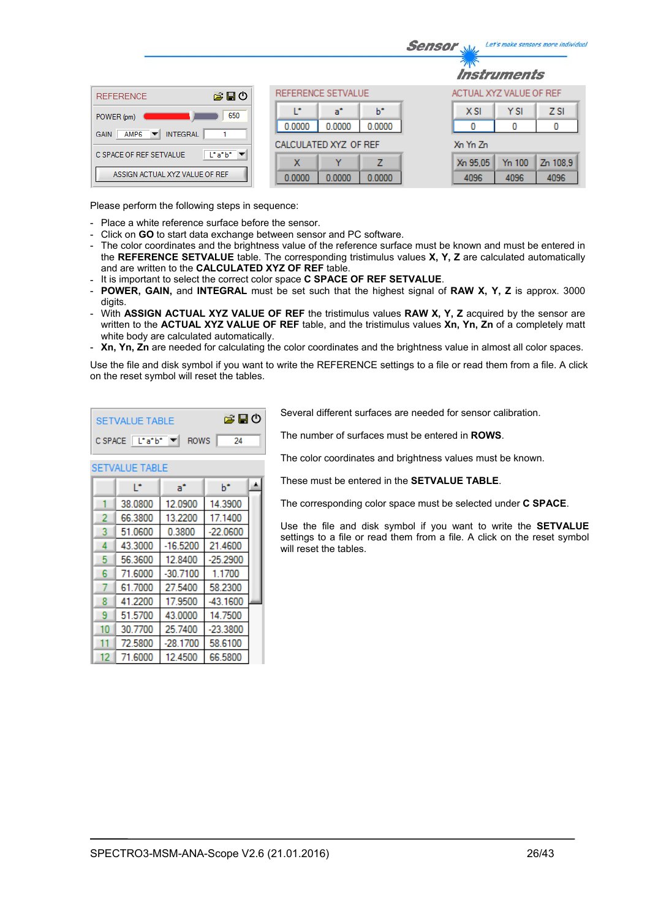| REFERENCE | |
|---|---|
| POWER (pm) | 650 |
| GAIN | AMP6 |
| INTEGRAL | 1 |
| C SPACE OF REF SETVALUE | L*a*b* |
| ASSIGN ACTUAL XYZ VALUE OF REF | |

**REFERENCE SETVALUE**

| L* | a* | b* |
|---|---|---|
| 0.0000 | 0.0000 | 0.0000 |

**CALCULATED XYZ OF REF**

| X | Y | Z |
|---|---|---|
| 0.0000 | 0.0000 | 0.0000 |

**ACTUAL XYZ VALUE OF REF**

| X SI | Y SI | Z SI |
|---|---|---|
| 0 | 0 | 0 |

**Xn Yn Zn**

| Xn 95,05 | Yn 100 | Zn 108,9 |
|---|---|---|
| 4096 | 4096 | 4096 |

Please perform the following steps in sequence:

- Place a white reference surface before the sensor.
- Click on **GO** to start data exchange between sensor and PC software.
- The color coordinates and the brightness value of the reference surface must be known and must be entered in the **REFERENCE SETVALUE** table. The corresponding tristimulus values **X, Y, Z** are calculated automatically and are written to the **CALCULATED XYZ OF REF** table.
- It is important to select the correct color space **C SPACE OF REF SETVALUE**.
- **POWER, GAIN,** and **INTEGRAL** must be set such that the highest signal of **RAW X, Y, Z** is approx. 3000 digits.
- With **ASSIGN ACTUAL XYZ VALUE OF REF** the tristimulus values **RAW X, Y, Z** acquired by the sensor are written to the **ACTUAL XYZ VALUE OF REF** table, and the tristimulus values **Xn, Yn, Zn** of a completely matt white body are calculated automatically.
- **Xn, Yn, Zn** are needed for calculating the color coordinates and the brightness value in almost all color spaces.

Use the file and disk symbol if you want to write the REFERENCE settings to a file or read them from a file. A click on the reset symbol will reset the tables.

| SETVALUE TABLE | |
|---|---|
| C SPACE | L*a*b* |
| ROWS | 24 |

**SETVALUE TABLE**

| | L* | a* | b* |
|---|---|---|---|
| 1 | 38.0800 | 12.0900 | 14.3900 |
| 2 | 66.3800 | 13.2200 | 17.1400 |
| 3 | 51.0600 | 0.3800 | -22.0600 |
| 4 | 43.3000 | -16.5200 | 21.4600 |
| 5 | 56.3600 | 12.8400 | -25.2900 |
| 6 | 71.6000 | -30.7100 | 1.1700 |
| 7 | 61.7000 | 27.5400 | 58.2300 |
| 8 | 41.2200 | 17.9500 | -43.1600 |
| 9 | 51.5700 | 43.0000 | 14.7500 |
| 10 | 30.7700 | 25.7400 | -23.3800 |
| 11 | 72.5800 | -28.1700 | 58.6100 |
| 12 | 71.6000 | 12.4500 | 66.5800 |

Several different surfaces are needed for sensor calibration.

The number of surfaces must be entered in **ROWS**.

The color coordinates and brightness values must be known.

These must be entered in the **SETVALUE TABLE**.

The corresponding color space must be selected under **C SPACE**.

Use the file and disk symbol if you want to write the **SETVALUE** settings to a file or read them from a file. A click on the reset symbol will reset the tables.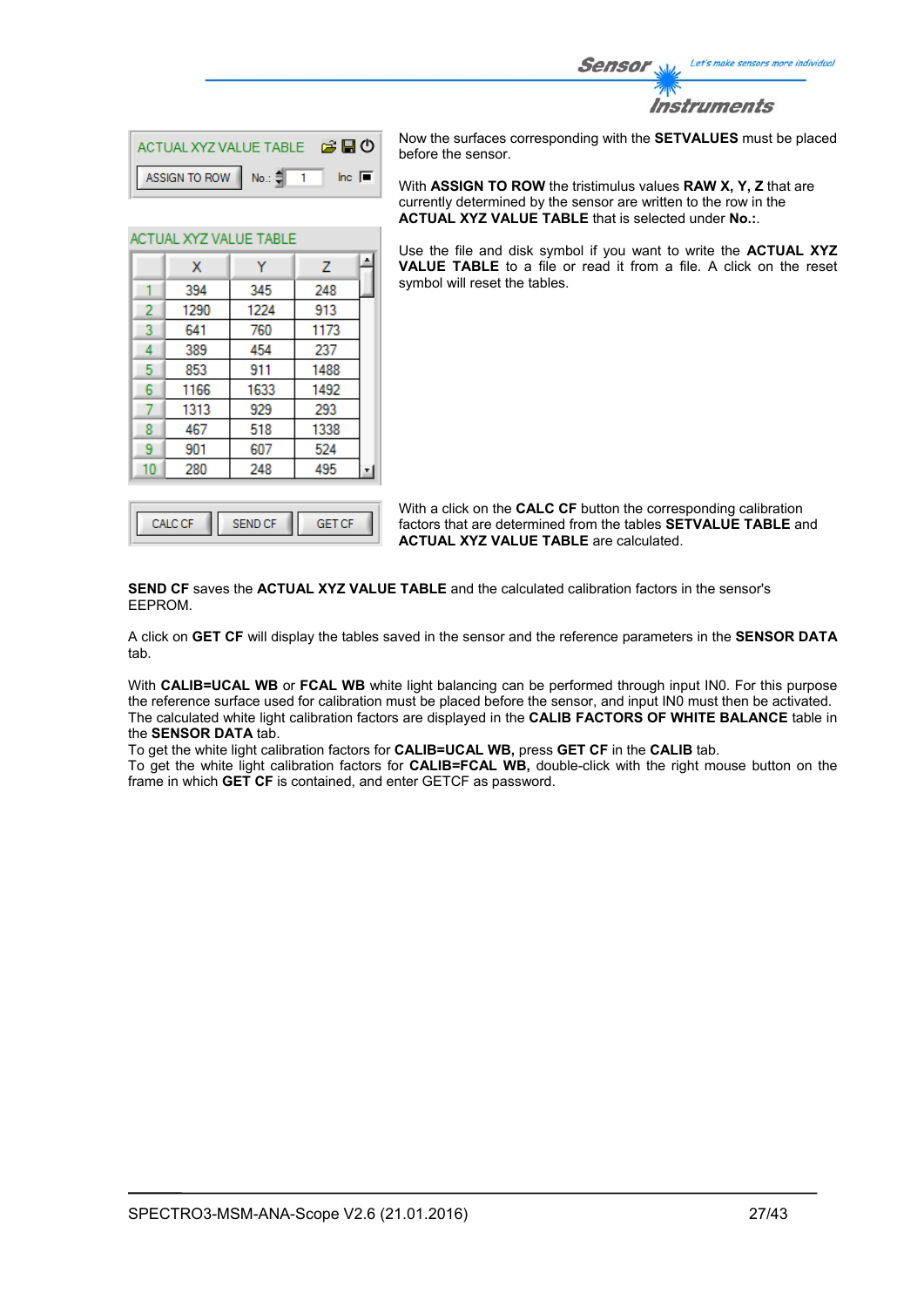| ACTUAL XYZ VALUE TABLE | | | |
|---|---|---|---|
| ASSIGN TO ROW | No.: 1 | Inc | |

ACTUAL XYZ VALUE TABLE

| | X | Y | Z |
|---|---|---|---|
| 1 | 394 | 345 | 248 |
| 2 | 1290 | 1224 | 913 |
| 3 | 641 | 760 | 1173 |
| 4 | 389 | 454 | 237 |
| 5 | 853 | 911 | 1488 |
| 6 | 1166 | 1633 | 1492 |
| 7 | 1313 | 929 | 293 |
| 8 | 467 | 518 | 1338 |
| 9 | 901 | 607 | 524 |
| 10 | 280 | 248 | 495 |

Now the surfaces corresponding with the **SETVALUES** must be placed before the sensor.

With **ASSIGN TO ROW** the tristimulus values **RAW X, Y, Z** that are currently determined by the sensor are written to the row in the **ACTUAL XYZ VALUE TABLE** that is selected under **No.:**.

Use the file and disk symbol if you want to write the **ACTUAL XYZ VALUE TABLE** to a file or read it from a file. A click on the reset symbol will reset the tables.

| CALC CF | SEND CF | GET CF |
|---|---|---|

With a click on the **CALC CF** button the corresponding calibration factors that are determined from the tables **SETVALUE TABLE** and **ACTUAL XYZ VALUE TABLE** are calculated.

**SEND CF** saves the **ACTUAL XYZ VALUE TABLE** and the calculated calibration factors in the sensor's EEPROM.

A click on **GET CF** will display the tables saved in the sensor and the reference parameters in the **SENSOR DATA** tab.

With **CALIB=UCAL WB** or **FCAL WB** white light balancing can be performed through input IN0. For this purpose the reference surface used for calibration must be placed before the sensor, and input IN0 must then be activated. The calculated white light calibration factors are displayed in the **CALIB FACTORS OF WHITE BALANCE** table in the **SENSOR DATA** tab.
To get the white light calibration factors for **CALIB=UCAL WB,** press **GET CF** in the **CALIB** tab.
To get the white light calibration factors for **CALIB=FCAL WB,** double-click with the right mouse button on the frame in which **GET CF** is contained, and enter GETCF as password.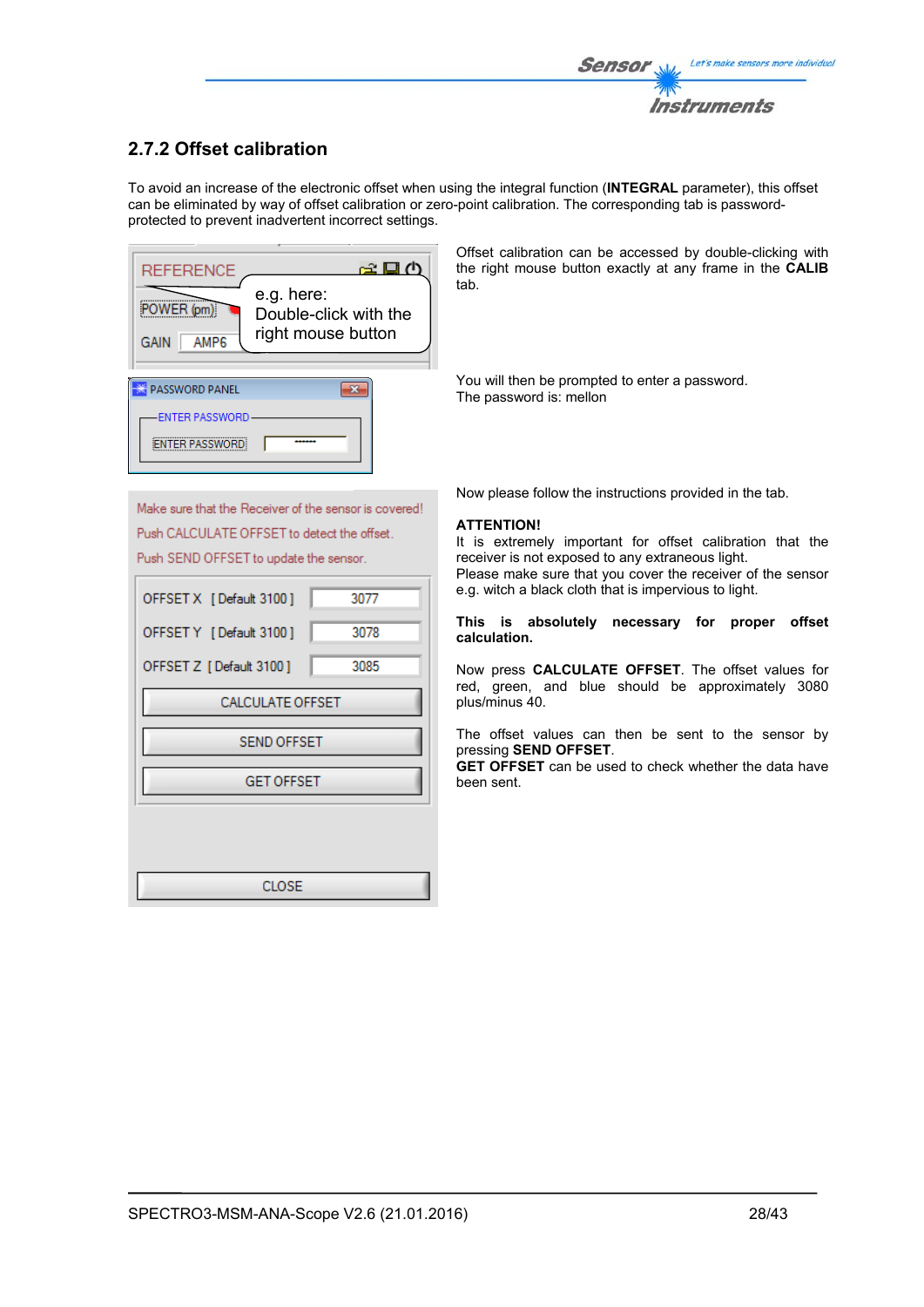## 2.7.2 Offset calibration

To avoid an increase of the electronic offset when using the integral function (**INTEGRAL** parameter), this offset can be eliminated by way of offset calibration or zero-point calibration. The corresponding tab is password-protected to prevent inadvertent incorrect settings.

Offset calibration can be accessed by double-clicking with the right mouse button exactly at any frame in the **CALIB** tab.

You will then be prompted to enter a password.
The password is: mellon

Now please follow the instructions provided in the tab.

**ATTENTION!**
It is extremely important for offset calibration that the receiver is not exposed to any extraneous light.
Please make sure that you cover the receiver of the sensor e.g. witch a black cloth that is impervious to light.

**This is absolutely necessary for proper offset calibration.**

Now press **CALCULATE OFFSET**. The offset values for red, green, and blue should be approximately 3080 plus/minus 40.

The offset values can then be sent to the sensor by pressing **SEND OFFSET**.
**GET OFFSET** can be used to check whether the data have been sent.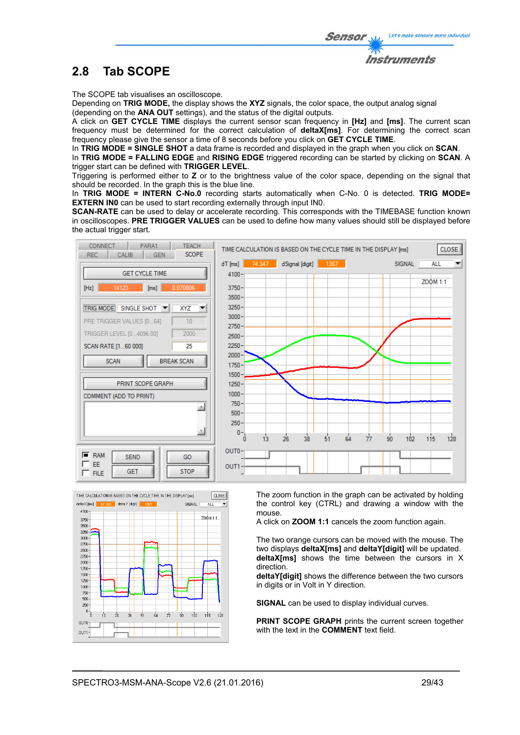## 2.8 Tab SCOPE

The SCOPE tab visualises an oscilloscope.
Depending on **TRIG MODE,** the display shows the **XYZ** signals, the color space, the output analog signal (depending on the **ANA OUT** settings), and the status of the digital outputs.
A click on **GET CYCLE TIME** displays the current sensor scan frequency in **[Hz]** and **[ms]**. The current scan frequency must be determined for the correct calculation of **deltaX[ms]**. For determining the correct scan frequency please give the sensor a time of 8 seconds before you click on **GET CYCLE TIME**.
In **TRIG MODE = SINGLE SHOT** a data frame is recorded and displayed in the graph when you click on **SCAN**.
In **TRIG MODE = FALLING EDGE** and **RISING EDGE** triggered recording can be started by clicking on **SCAN**. A trigger start can be defined with **TRIGGER LEVEL**.
Triggering is performed either to **Z** or to the brightness value of the color space, depending on the signal that should be recorded. In the graph this is the blue line.
In **TRIG MODE = INTERN C-No.0** recording starts automatically when C-No. 0 is detected. **TRIG MODE= EXTERN IN0** can be used to start recording externally through input IN0.
**SCAN-RATE** can be used to delay or accelerate recording. This corresponds with the TIMEBASE function known in oscilloscopes. **PRE TRIGGER VALUES** can be used to define how many values should still be displayed before the actual trigger start.

The zoom function in the graph can be activated by holding the control key (CTRL) and drawing a window with the mouse.
A click on **ZOOM 1:1** cancels the zoom function again.

The two orange cursors can be moved with the mouse. The two displays **deltaX[ms]** and **deltaY[digit]** will be updated.
**deltaX[ms]** shows the time between the cursors in X direction.
**deltaY[digit]** shows the difference between the two cursors in digits or in Volt in Y direction.

**SIGNAL** can be used to display individual curves.

**PRINT SCOPE GRAPH** prints the current screen together with the text in the **COMMENT** text field.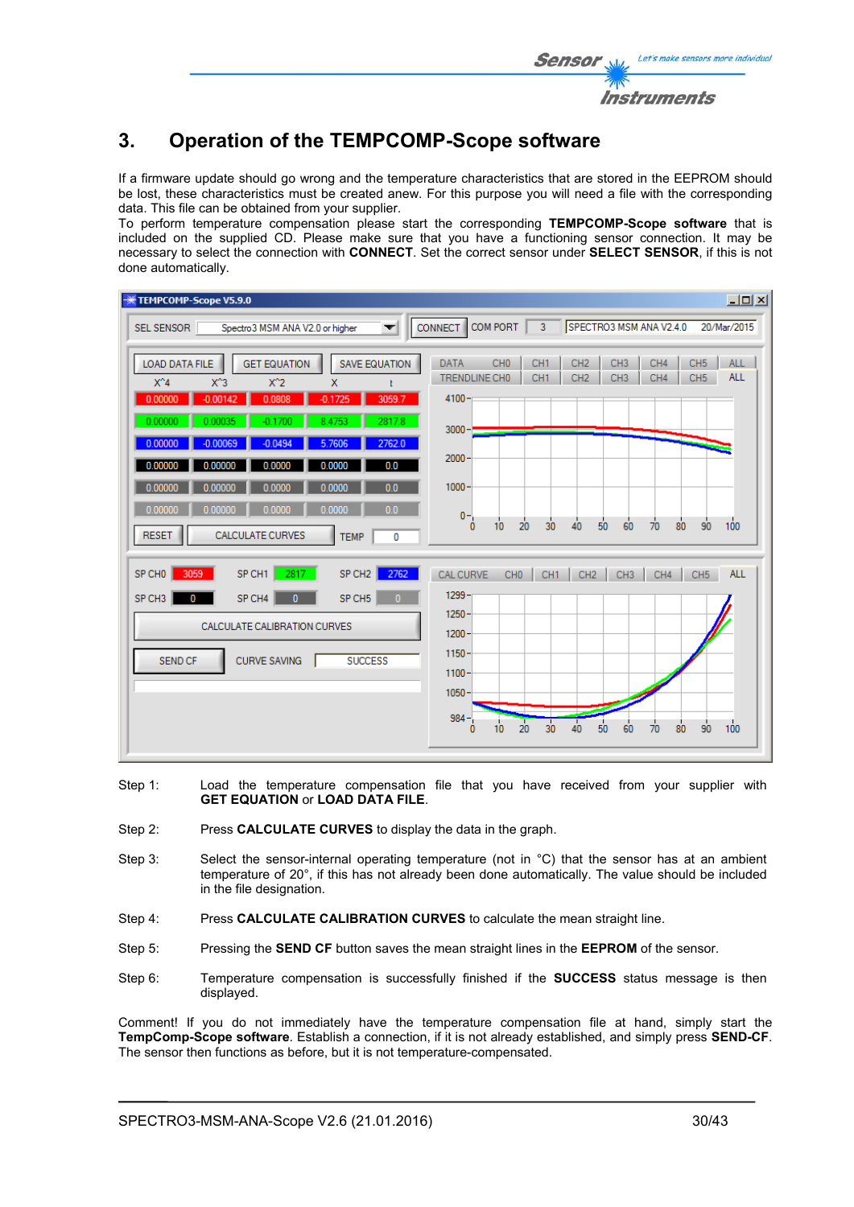# 3. Operation of the TEMPCOMP-Scope software

If a firmware update should go wrong and the temperature characteristics that are stored in the EEPROM should be lost, these characteristics must be created anew. For this purpose you will need a file with the corresponding data. This file can be obtained from your supplier.
To perform temperature compensation please start the corresponding **TEMPCOMP-Scope software** that is included on the supplied CD. Please make sure that you have a functioning sensor connection. It may be necessary to select the connection with **CONNECT**. Set the correct sensor under **SELECT SENSOR**, if this is not done automatically.

Step 1: Load the temperature compensation file that you have received from your supplier with **GET EQUATION** or **LOAD DATA FILE**.

Step 2: Press **CALCULATE CURVES** to display the data in the graph.

Step 3: Select the sensor-internal operating temperature (not in °C) that the sensor has at an ambient temperature of 20°, if this has not already been done automatically. The value should be included in the file designation.

Step 4: Press **CALCULATE CALIBRATION CURVES** to calculate the mean straight line.

Step 5: Pressing the **SEND CF** button saves the mean straight lines in the **EEPROM** of the sensor.

Step 6: Temperature compensation is successfully finished if the **SUCCESS** status message is then displayed.

Comment! If you do not immediately have the temperature compensation file at hand, simply start the **TempComp-Scope software**. Establish a connection, if it is not already established, and simply press **SEND-CF**. The sensor then functions as before, but it is not temperature-compensated.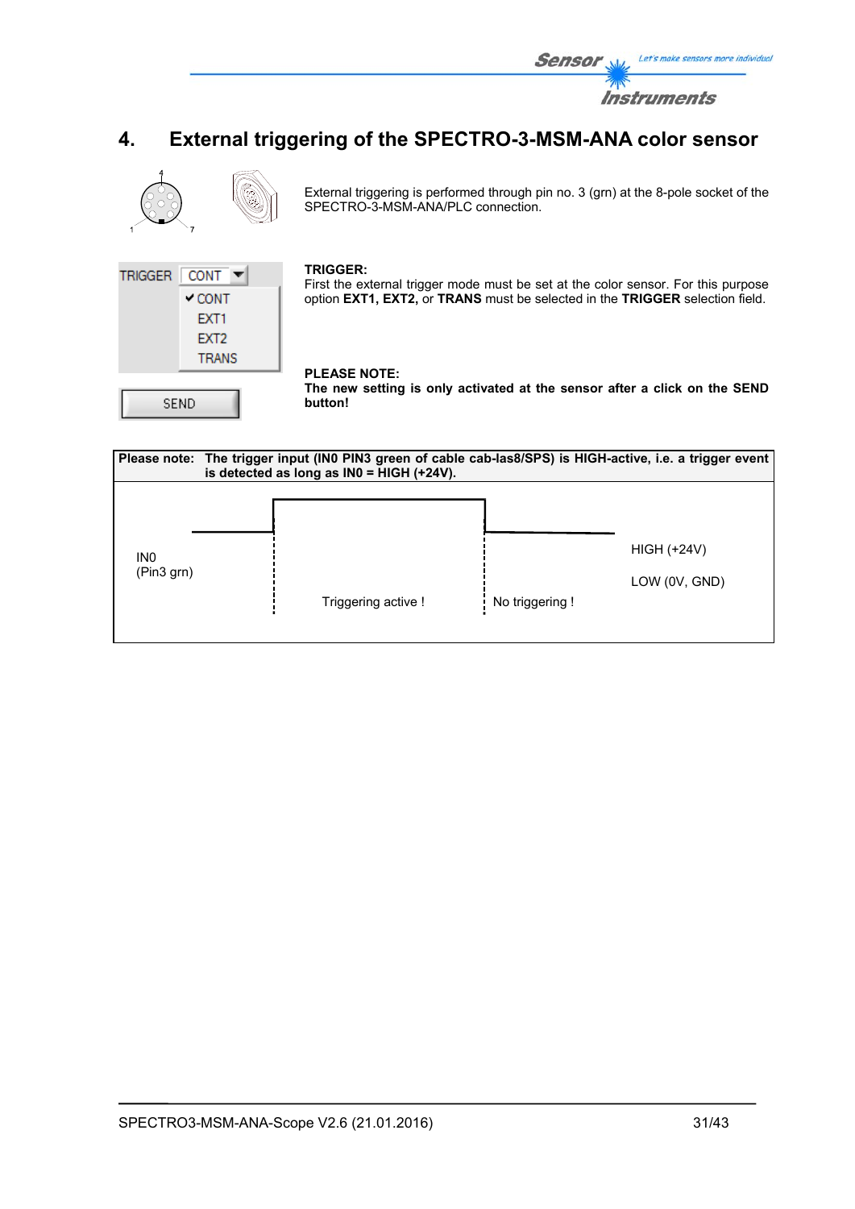# 4. External triggering of the SPECTRO-3-MSM-ANA color sensor

External triggering is performed through pin no. 3 (grn) at the 8-pole socket of the SPECTRO-3-MSM-ANA/PLC connection.

TRIGGER CONT
✔ CONT
EXT1
EXT2
TRANS

SEND

**TRIGGER:**
First the external trigger mode must be set at the color sensor. For this purpose option **EXT1, EXT2,** or **TRANS** must be selected in the **TRIGGER** selection field.

**PLEASE NOTE:**
**The new setting is only activated at the sensor after a click on the SEND button!**

**Please note: The trigger input (IN0 PIN3 green of cable cab-las8/SPS) is HIGH-active, i.e. a trigger event is detected as long as IN0 = HIGH (+24V).**

IN0
(Pin3 grn)

Triggering active !

No triggering !

HIGH (+24V)

LOW (0V, GND)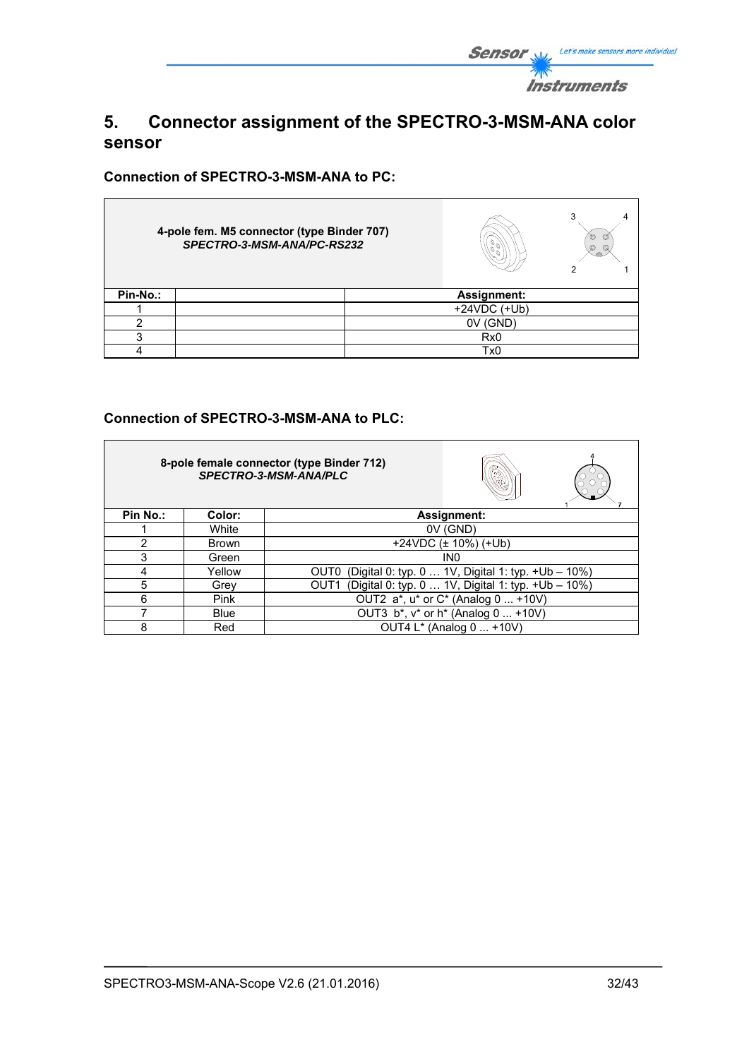# 5. Connector assignment of the SPECTRO-3-MSM-ANA color sensor

### Connection of SPECTRO-3-MSM-ANA to PC:

**4-pole fem. M5 connector (type Binder 707)**
***SPECTRO-3-MSM-ANA/PC-RS232***

| Pin-No.: | | Assignment: |
|---|---|---|
| 1 | | +24VDC (+Ub) |
| 2 | | 0V (GND) |
| 3 | | Rx0 |
| 4 | | Tx0 |

### Connection of SPECTRO-3-MSM-ANA to PLC:

**8-pole female connector (type Binder 712)**
***SPECTRO-3-MSM-ANA/PLC***

| Pin No.: | Color: | Assignment: |
|---|---|---|
| 1 | White | 0V (GND) |
| 2 | Brown | +24VDC (± 10%) (+Ub) |
| 3 | Green | IN0 |
| 4 | Yellow | OUT0 (Digital 0: typ. 0 … 1V, Digital 1: typ. +Ub – 10%) |
| 5 | Grey | OUT1 (Digital 0: typ. 0 … 1V, Digital 1: typ. +Ub – 10%) |
| 6 | Pink | OUT2 a*, u* or C* (Analog 0 ... +10V) |
| 7 | Blue | OUT3 b*, v* or h* (Analog 0 ... +10V) |
| 8 | Red | OUT4 L* (Analog 0 ... +10V) |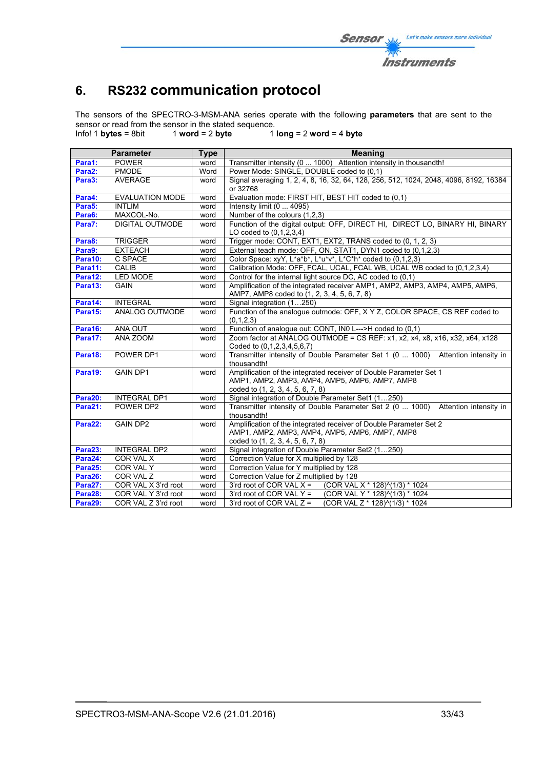# 6. RS232 communication protocol

The sensors of the SPECTRO-3-MSM-ANA series operate with the following **parameters** that are sent to the sensor or read from the sensor in the stated sequence.
Info! 1 **bytes** = 8bit    1 **word** = 2 **byte**    1 **long** = 2 **word** = 4 **byte**

| | Parameter | Type | Meaning |
|---|---|---|---|
| **Para1:** | POWER | word | Transmitter intensity (0 ... 1000) Attention intensity in thousandth! |
| **Para2:** | PMODE | Word | Power Mode: SINGLE, DOUBLE coded to (0,1) |
| **Para3:** | AVERAGE | word | Signal averaging 1, 2, 4, 8, 16, 32, 64, 128, 256, 512, 1024, 2048, 4096, 8192, 16384 or 32768 |
| **Para4:** | EVALUATION MODE | word | Evaluation mode: FIRST HIT, BEST HIT coded to (0,1) |
| **Para5:** | INTLIM | word | Intensity limit (0 ... 4095) |
| **Para6:** | MAXCOL-No. | word | Number of the colours (1,2,3) |
| **Para7:** | DIGITAL OUTMODE | word | Function of the digital output: OFF, DIRECT HI, DIRECT LO, BINARY HI, BINARY LO coded to (0,1,2,3,4) |
| **Para8:** | TRIGGER | word | Trigger mode: CONT, EXT1, EXT2, TRANS coded to (0, 1, 2, 3) |
| **Para9:** | EXTEACH | word | External teach mode: OFF, ON, STAT1, DYN1 coded to (0,1,2,3) |
| **Para10:** | C SPACE | word | Color Space: xyY, L*a*b*, L*u*v*, L*C*h* coded to (0,1,2,3) |
| **Para11:** | CALIB | word | Calibration Mode: OFF, FCAL, UCAL, FCAL WB, UCAL WB coded to (0,1,2,3,4) |
| **Para12:** | LED MODE | word | Control for the internal light source DC, AC coded to (0,1) |
| **Para13:** | GAIN | word | Amplification of the integrated receiver AMP1, AMP2, AMP3, AMP4, AMP5, AMP6, AMP7, AMP8 coded to (1, 2, 3, 4, 5, 6, 7, 8) |
| **Para14:** | INTEGRAL | word | Signal integration (1…250) |
| **Para15:** | ANALOG OUTMODE | word | Function of the analogue outmode: OFF, X Y Z, COLOR SPACE, CS REF coded to (0,1,2,3) |
| **Para16:** | ANA OUT | word | Function of analogue out: CONT, IN0 L--->H coded to (0,1) |
| **Para17:** | ANA ZOOM | word | Zoom factor at ANALOG OUTMODE = CS REF: x1, x2, x4, x8, x16, x32, x64, x128 Coded to (0,1,2,3,4,5,6,7) |
| **Para18:** | POWER DP1 | word | Transmitter intensity of Double Parameter Set 1 (0 ... 1000) Attention intensity in thousandth! |
| **Para19:** | GAIN DP1 | word | Amplification of the integrated receiver of Double Parameter Set 1 AMP1, AMP2, AMP3, AMP4, AMP5, AMP6, AMP7, AMP8 coded to (1, 2, 3, 4, 5, 6, 7, 8) |
| **Para20:** | INTEGRAL DP1 | word | Signal integration of Double Parameter Set1 (1…250) |
| **Para21:** | POWER DP2 | word | Transmitter intensity of Double Parameter Set 2 (0 ... 1000) Attention intensity in thousandth! |
| **Para22:** | GAIN DP2 | word | Amplification of the integrated receiver of Double Parameter Set 2 AMP1, AMP2, AMP3, AMP4, AMP5, AMP6, AMP7, AMP8 coded to (1, 2, 3, 4, 5, 6, 7, 8) |
| **Para23:** | INTEGRAL DP2 | word | Signal integration of Double Parameter Set2 (1…250) |
| **Para24:** | COR VAL X | word | Correction Value for X multiplied by 128 |
| **Para25:** | COR VAL Y | word | Correction Value for Y multiplied by 128 |
| **Para26:** | COR VAL Z | word | Correction Value for Z multiplied by 128 |
| **Para27:** | COR VAL X 3'rd root | word | 3'rd root of COR VAL X = (COR VAL X * 128)^(1/3) * 1024 |
| **Para28:** | COR VAL Y 3'rd root | word | 3'rd root of COR VAL Y = (COR VAL Y * 128)^(1/3) * 1024 |
| **Para29:** | COR VAL Z 3'rd root | word | 3'rd root of COR VAL Z = (COR VAL Z * 128)^(1/3) * 1024 |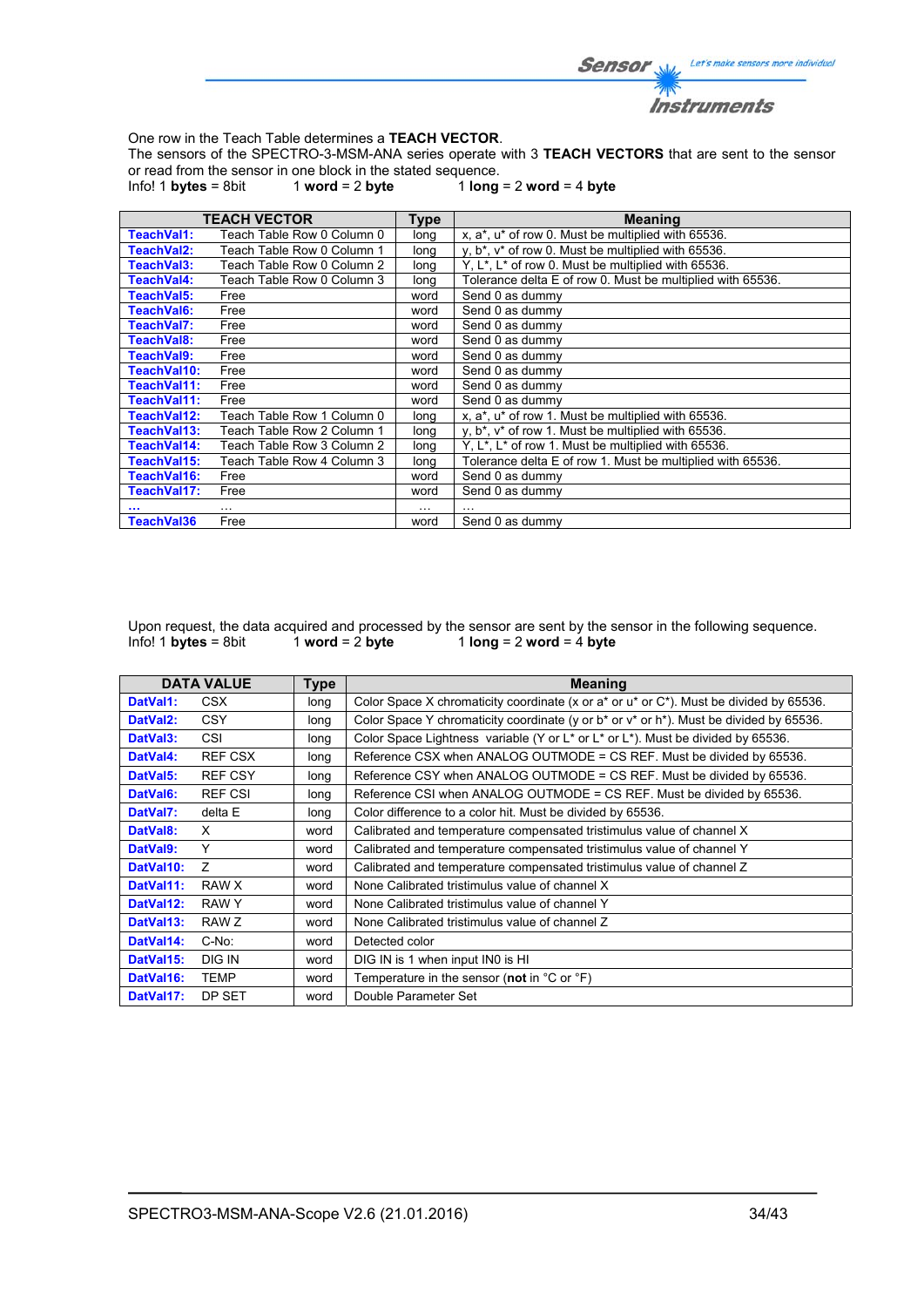One row in the Teach Table determines a **TEACH VECTOR**.
The sensors of the SPECTRO-3-MSM-ANA series operate with 3 **TEACH VECTORS** that are sent to the sensor or read from the sensor in one block in the stated sequence.
Info! 1 **bytes** = 8bit    1 **word** = 2 **byte**    1 **long** = 2 **word** = 4 **byte**

| TEACH VECTOR | | Type | Meaning |
|---|---|---|---|
| **TeachVal1:** | Teach Table Row 0 Column 0 | long | x, a*, u* of row 0. Must be multiplied with 65536. |
| **TeachVal2:** | Teach Table Row 0 Column 1 | long | y, b*, v* of row 0. Must be multiplied with 65536. |
| **TeachVal3:** | Teach Table Row 0 Column 2 | long | Y, L*, L* of row 0. Must be multiplied with 65536. |
| **TeachVal4:** | Teach Table Row 0 Column 3 | long | Tolerance delta E of row 0. Must be multiplied with 65536. |
| **TeachVal5:** | Free | word | Send 0 as dummy |
| **TeachVal6:** | Free | word | Send 0 as dummy |
| **TeachVal7:** | Free | word | Send 0 as dummy |
| **TeachVal8:** | Free | word | Send 0 as dummy |
| **TeachVal9:** | Free | word | Send 0 as dummy |
| **TeachVal10:** | Free | word | Send 0 as dummy |
| **TeachVal11:** | Free | word | Send 0 as dummy |
| **TeachVal11:** | Free | word | Send 0 as dummy |
| **TeachVal12:** | Teach Table Row 1 Column 0 | long | x, a*, u* of row 1. Must be multiplied with 65536. |
| **TeachVal13:** | Teach Table Row 2 Column 1 | long | y, b*, v* of row 1. Must be multiplied with 65536. |
| **TeachVal14:** | Teach Table Row 3 Column 2 | long | Y, L*, L* of row 1. Must be multiplied with 65536. |
| **TeachVal15:** | Teach Table Row 4 Column 3 | long | Tolerance delta E of row 1. Must be multiplied with 65536. |
| **TeachVal16:** | Free | word | Send 0 as dummy |
| **TeachVal17:** | Free | word | Send 0 as dummy |
| **...** | ... | ... | ... |
| **TeachVal36** | Free | word | Send 0 as dummy |

Upon request, the data acquired and processed by the sensor are sent by the sensor in the following sequence.
Info! 1 **bytes** = 8bit    1 **word** = 2 **byte**    1 **long** = 2 **word** = 4 **byte**

| DATA VALUE | | Type | Meaning |
|---|---|---|---|
| **DatVal1:** | CSX | long | Color Space X chromaticity coordinate (x or a* or u* or C*). Must be divided by 65536. |
| **DatVal2:** | CSY | long | Color Space Y chromaticity coordinate (y or b* or v* or h*). Must be divided by 65536. |
| **DatVal3:** | CSI | long | Color Space Lightness variable (Y or L* or L* or L*). Must be divided by 65536. |
| **DatVal4:** | REF CSX | long | Reference CSX when ANALOG OUTMODE = CS REF. Must be divided by 65536. |
| **DatVal5:** | REF CSY | long | Reference CSY when ANALOG OUTMODE = CS REF. Must be divided by 65536. |
| **DatVal6:** | REF CSI | long | Reference CSI when ANALOG OUTMODE = CS REF. Must be divided by 65536. |
| **DatVal7:** | delta E | long | Color difference to a color hit. Must be divided by 65536. |
| **DatVal8:** | X | word | Calibrated and temperature compensated tristimulus value of channel X |
| **DatVal9:** | Y | word | Calibrated and temperature compensated tristimulus value of channel Y |
| **DatVal10:** | Z | word | Calibrated and temperature compensated tristimulus value of channel Z |
| **DatVal11:** | RAW X | word | None Calibrated tristimulus value of channel X |
| **DatVal12:** | RAW Y | word | None Calibrated tristimulus value of channel Y |
| **DatVal13:** | RAW Z | word | None Calibrated tristimulus value of channel Z |
| **DatVal14:** | C-No: | word | Detected color |
| **DatVal15:** | DIG IN | word | DIG IN is 1 when input IN0 is HI |
| **DatVal16:** | TEMP | word | Temperature in the sensor (**not** in °C or °F) |
| **DatVal17:** | DP SET | word | Double Parameter Set |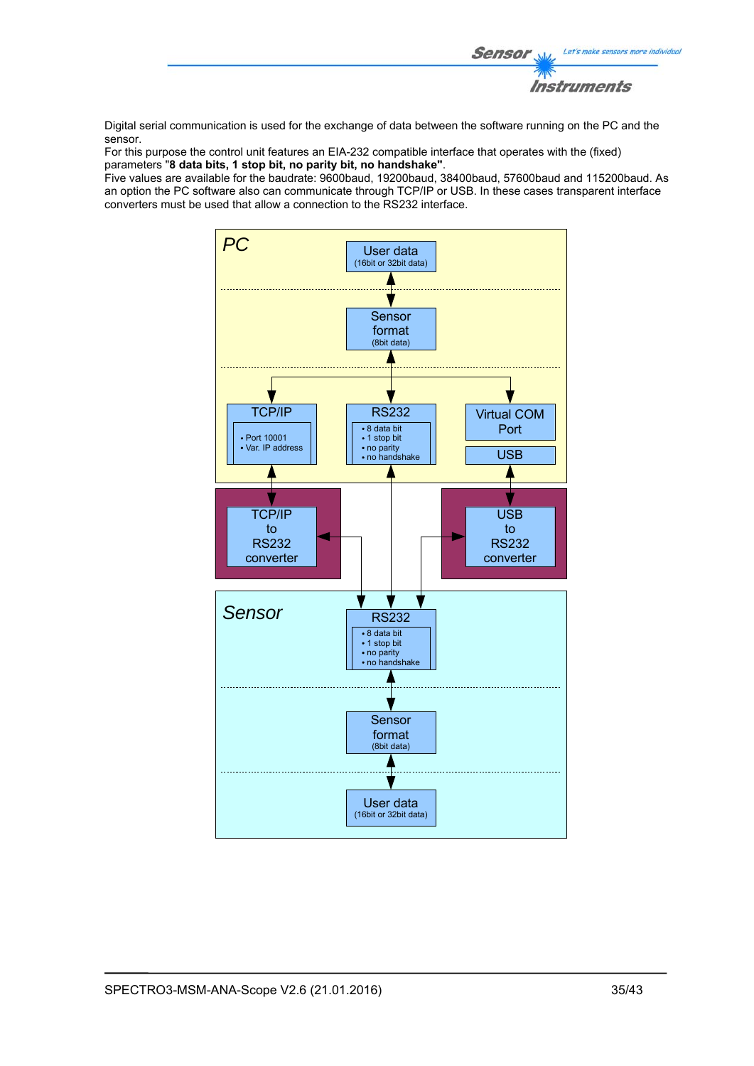Digital serial communication is used for the exchange of data between the software running on the PC and the sensor.
For this purpose the control unit features an EIA-232 compatible interface that operates with the (fixed) parameters "**8 data bits, 1 stop bit, no parity bit, no handshake"**.
Five values are available for the baudrate: 9600baud, 19200baud, 38400baud, 57600baud and 115200baud. As an option the PC software also can communicate through TCP/IP or USB. In these cases transparent interface converters must be used that allow a connection to the RS232 interface.

PC

User data
(16bit or 32bit data)

Sensor format
(8bit data)

TCP/IP
- Port 10001
- Var. IP address

RS232
- 8 data bit
- 1 stop bit
- no parity
- no handshake

Virtual COM Port

USB

TCP/IP to RS232 converter

USB to RS232 converter

Sensor

RS232
- 8 data bit
- 1 stop bit
- no parity
- no handshake

Sensor format
(8bit data)

User data
(16bit or 32bit data)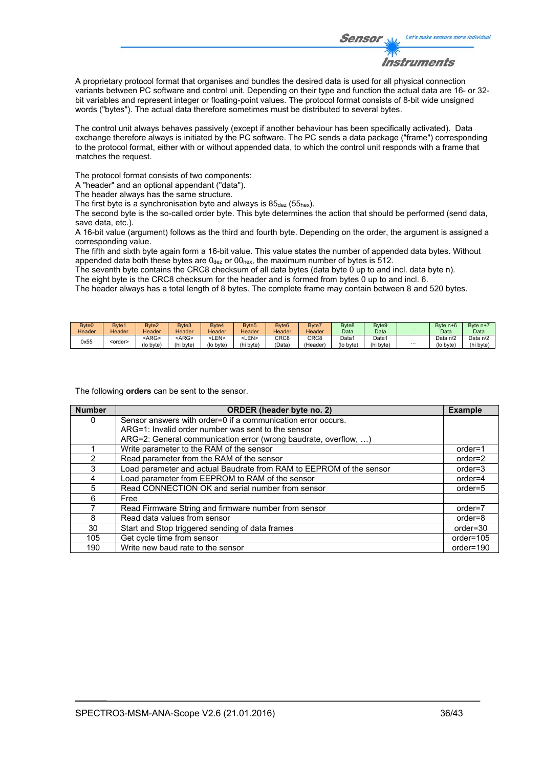A proprietary protocol format that organises and bundles the desired data is used for all physical connection variants between PC software and control unit. Depending on their type and function the actual data are 16- or 32-bit variables and represent integer or floating-point values. The protocol format consists of 8-bit wide unsigned words ("bytes"). The actual data therefore sometimes must be distributed to several bytes.

The control unit always behaves passively (except if another behaviour has been specifically activated). Data exchange therefore always is initiated by the PC software. The PC sends a data package ("frame") corresponding to the protocol format, either with or without appended data, to which the control unit responds with a frame that matches the request.

The protocol format consists of two components:
A "header" and an optional appendant ("data").
The header always has the same structure.
The first byte is a synchronisation byte and always is $85_{dez}$ ($55_{hex}$).
The second byte is the so-called order byte. This byte determines the action that should be performed (send data, save data, etc.).
A 16-bit value (argument) follows as the third and fourth byte. Depending on the order, the argument is assigned a corresponding value.
The fifth and sixth byte again form a 16-bit value. This value states the number of appended data bytes. Without appended data both these bytes are $0_{dez}$ or $00_{hex}$, the maximum number of bytes is 512.
The seventh byte contains the CRC8 checksum of all data bytes (data byte 0 up to and incl. data byte n).
The eight byte is the CRC8 checksum for the header and is formed from bytes 0 up to and incl. 6.
The header always has a total length of 8 bytes. The complete frame may contain between 8 and 520 bytes.

| Byte0 Header | Byte1 Header | Byte2 Header | Byte3 Header | Byte4 Header | Byte5 Header | Byte6 Header | Byte7 Header | Byte8 Data | Byte9 Data | ... | Byte n+6 Data | Byte n+7 Data |
|---|---|---|---|---|---|---|---|---|---|---|---|---|
| 0x55 | <order> | <ARG> (lo byte) | <ARG> (hi byte) | <LEN> (lo byte) | <LEN> (hi byte) | CRC8 (Data) | CRC8 (Header) | Data1 (lo byte) | Data1 (hi byte) | ... | Data n/2 (lo byte) | Data n/2 (hi byte) |

The following **orders** can be sent to the sensor.

| Number | ORDER (header byte no. 2) | Example |
|---|---|---|
| 0 | Sensor answers with order=0 if a communication error occurs.<br>ARG=1: Invalid order number was sent to the sensor<br>ARG=2: General communication error (wrong baudrate, overflow, …) | |
| 1 | Write parameter to the RAM of the sensor | order=1 |
| 2 | Read parameter from the RAM of the sensor | order=2 |
| 3 | Load parameter and actual Baudrate from RAM to EEPROM of the sensor | order=3 |
| 4 | Load parameter from EEPROM to RAM of the sensor | order=4 |
| 5 | Read CONNECTION OK and serial number from sensor | order=5 |
| 6 | Free | |
| 7 | Read Firmware String and firmware number from sensor | order=7 |
| 8 | Read data values from sensor | order=8 |
| 30 | Start and Stop triggered sending of data frames | order=30 |
| 105 | Get cycle time from sensor | order=105 |
| 190 | Write new baud rate to the sensor | order=190 |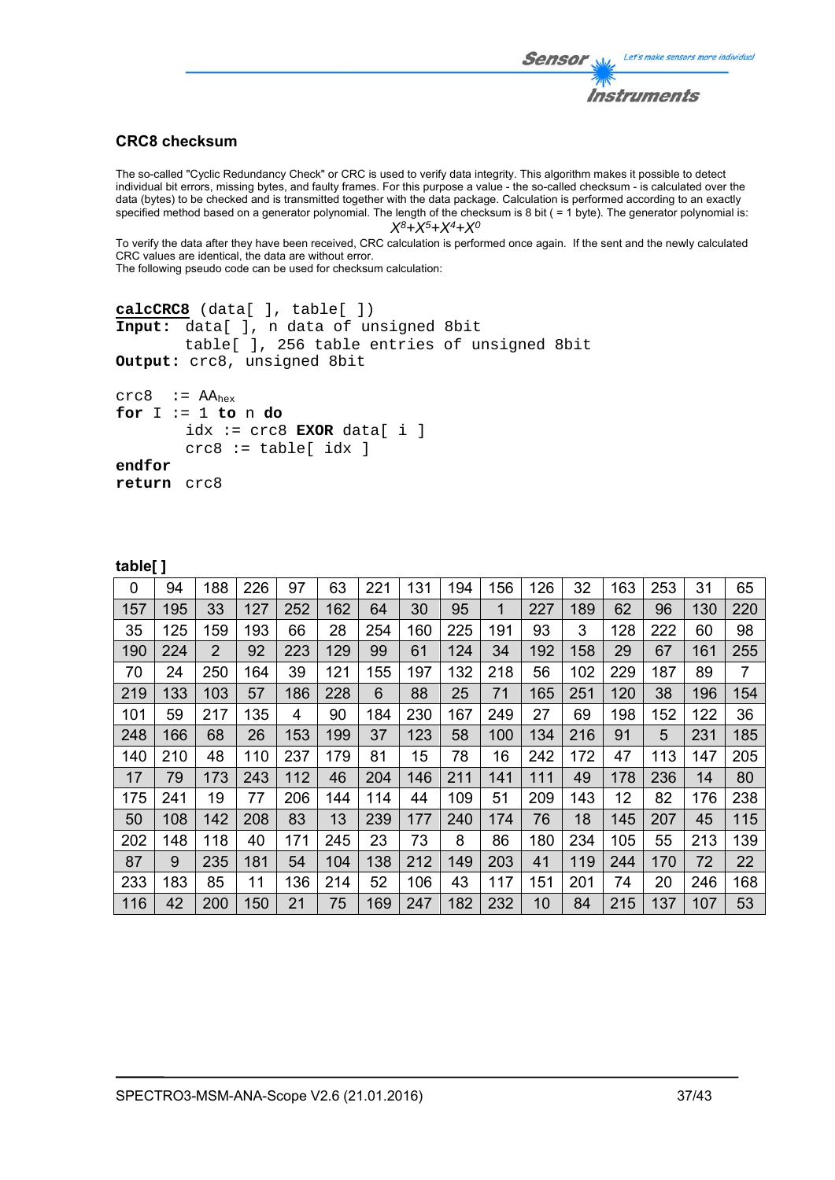## CRC8 checksum

The so-called "Cyclic Redundancy Check" or CRC is used to verify data integrity. This algorithm makes it possible to detect individual bit errors, missing bytes, and faulty frames. For this purpose a value - the so-called checksum - is calculated over the data (bytes) to be checked and is transmitted together with the data package. Calculation is performed according to an exactly specified method based on a generator polynomial. The length of the checksum is 8 bit ( = 1 byte). The generator polynomial is:

$$X^8+X^5+X^4+X^0$$

To verify the data after they have been received, CRC calculation is performed once again. If the sent and the newly calculated CRC values are identical, the data are without error.
The following pseudo code can be used for checksum calculation:

```
calcCRC8 (data[ ], table[ ])
Input:  data[ ], n data of unsigned 8bit
        table[ ], 256 table entries of unsigned 8bit
Output: crc8, unsigned 8bit

crc8  := AAhex
for I := 1 to n do
        idx := crc8 EXOR data[ i ]
        crc8 := table[ idx ]
endfor
return  crc8
```

**table[ ]**

| | | | | | | | | | | | | | | | |
|---|---|---|---|---|---|---|---|---|---|---|---|---|---|---|---|
| 0 | 94 | 188 | 226 | 97 | 63 | 221 | 131 | 194 | 156 | 126 | 32 | 163 | 253 | 31 | 65 |
| 157 | 195 | 33 | 127 | 252 | 162 | 64 | 30 | 95 | 1 | 227 | 189 | 62 | 96 | 130 | 220 |
| 35 | 125 | 159 | 193 | 66 | 28 | 254 | 160 | 225 | 191 | 93 | 3 | 128 | 222 | 60 | 98 |
| 190 | 224 | 2 | 92 | 223 | 129 | 99 | 61 | 124 | 34 | 192 | 158 | 29 | 67 | 161 | 255 |
| 70 | 24 | 250 | 164 | 39 | 121 | 155 | 197 | 132 | 218 | 56 | 102 | 229 | 187 | 89 | 7 |
| 219 | 133 | 103 | 57 | 186 | 228 | 6 | 88 | 25 | 71 | 165 | 251 | 120 | 38 | 196 | 154 |
| 101 | 59 | 217 | 135 | 4 | 90 | 184 | 230 | 167 | 249 | 27 | 69 | 198 | 152 | 122 | 36 |
| 248 | 166 | 68 | 26 | 153 | 199 | 37 | 123 | 58 | 100 | 134 | 216 | 91 | 5 | 231 | 185 |
| 140 | 210 | 48 | 110 | 237 | 179 | 81 | 15 | 78 | 16 | 242 | 172 | 47 | 113 | 147 | 205 |
| 17 | 79 | 173 | 243 | 112 | 46 | 204 | 146 | 211 | 141 | 111 | 49 | 178 | 236 | 14 | 80 |
| 175 | 241 | 19 | 77 | 206 | 144 | 114 | 44 | 109 | 51 | 209 | 143 | 12 | 82 | 176 | 238 |
| 50 | 108 | 142 | 208 | 83 | 13 | 239 | 177 | 240 | 174 | 76 | 18 | 145 | 207 | 45 | 115 |
| 202 | 148 | 118 | 40 | 171 | 245 | 23 | 73 | 8 | 86 | 180 | 234 | 105 | 55 | 213 | 139 |
| 87 | 9 | 235 | 181 | 54 | 104 | 138 | 212 | 149 | 203 | 41 | 119 | 244 | 170 | 72 | 22 |
| 233 | 183 | 85 | 11 | 136 | 214 | 52 | 106 | 43 | 117 | 151 | 201 | 74 | 20 | 246 | 168 |
| 116 | 42 | 200 | 150 | 21 | 75 | 169 | 247 | 182 | 232 | 10 | 84 | 215 | 137 | 107 | 53 |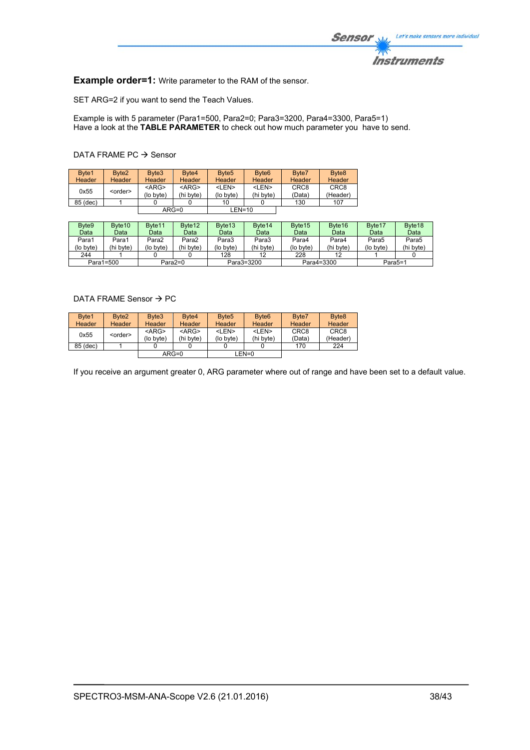**Example order=1:** Write parameter to the RAM of the sensor.

SET ARG=2 if you want to send the Teach Values.

Example is with 5 parameter (Para1=500, Para2=0; Para3=3200, Para4=3300, Para5=1)
Have a look at the **TABLE PARAMETER** to check out how much parameter you have to send.

DATA FRAME PC → Sensor

| Byte1 Header | Byte2 Header | Byte3 Header | Byte4 Header | Byte5 Header | Byte6 Header | Byte7 Header | Byte8 Header |
|---|---|---|---|---|---|---|---|
| 0x55 | <order> | <ARG> (lo byte) | <ARG> (hi byte) | <LEN> (lo byte) | <LEN> (hi byte) | CRC8 (Data) | CRC8 (Header) |
| 85 (dec) | 1 | 0 | 0 | 10 | 0 | 130 | 107 |
| | | ARG=0 | | LEN=10 | | | |

| Byte9 Data | Byte10 Data | Byte11 Data | Byte12 Data | Byte13 Data | Byte14 Data | Byte15 Data | Byte16 Data | Byte17 Data | Byte18 Data |
|---|---|---|---|---|---|---|---|---|---|
| Para1 (lo byte) | Para1 (hi byte) | Para2 (lo byte) | Para2 (hi byte) | Para3 (lo byte) | Para3 (hi byte) | Para4 (lo byte) | Para4 (hi byte) | Para5 (lo byte) | Para5 (hi byte) |
| 244 | 1 | 0 | 0 | 128 | 12 | 228 | 12 | 1 | 0 |
| Para1=500 | | Para2=0 | | Para3=3200 | | Para4=3300 | | Para5=1 | |

DATA FRAME Sensor → PC

| Byte1 Header | Byte2 Header | Byte3 Header | Byte4 Header | Byte5 Header | Byte6 Header | Byte7 Header | Byte8 Header |
|---|---|---|---|---|---|---|---|
| 0x55 | <order> | <ARG> (lo byte) | <ARG> (hi byte) | <LEN> (lo byte) | <LEN> (hi byte) | CRC8 (Data) | CRC8 (Header) |
| 85 (dec) | 1 | 0 | 0 | 0 | 0 | 170 | 224 |
| | | ARG=0 | | LEN=0 | | | |

If you receive an argument greater 0, ARG parameter where out of range and have been set to a default value.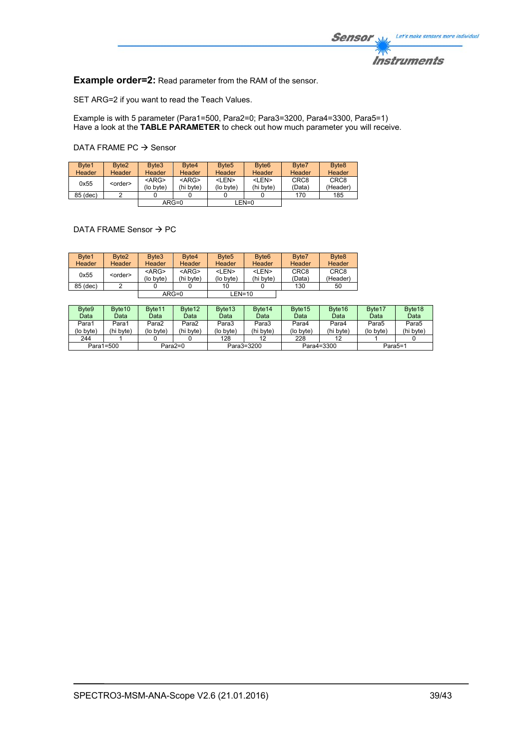**Example order=2:** Read parameter from the RAM of the sensor.

SET ARG=2 if you want to read the Teach Values.

Example is with 5 parameter (Para1=500, Para2=0; Para3=3200, Para4=3300, Para5=1)
Have a look at the **TABLE PARAMETER** to check out how much parameter you will receive.

DATA FRAME PC → Sensor

| Byte1 Header | Byte2 Header | Byte3 Header | Byte4 Header | Byte5 Header | Byte6 Header | Byte7 Header | Byte8 Header |
|---|---|---|---|---|---|---|---|
| 0x55 | <order> | <ARG> (lo byte) | <ARG> (hi byte) | <LEN> (lo byte) | <LEN> (hi byte) | CRC8 (Data) | CRC8 (Header) |
| 85 (dec) | 2 | 0 | 0 | 0 | 0 | 170 | 185 |
| | | ARG=0 | | LEN=0 | | | |

DATA FRAME Sensor → PC

| Byte1 Header | Byte2 Header | Byte3 Header | Byte4 Header | Byte5 Header | Byte6 Header | Byte7 Header | Byte8 Header |
|---|---|---|---|---|---|---|---|
| 0x55 | <order> | <ARG> (lo byte) | <ARG> (hi byte) | <LEN> (lo byte) | <LEN> (hi byte) | CRC8 (Data) | CRC8 (Header) |
| 85 (dec) | 2 | 0 | 0 | 10 | 0 | 130 | 50 |
| | | ARG=0 | | LEN=10 | | | |

| Byte9 Data | Byte10 Data | Byte11 Data | Byte12 Data | Byte13 Data | Byte14 Data | Byte15 Data | Byte16 Data | Byte17 Data | Byte18 Data |
|---|---|---|---|---|---|---|---|---|---|
| Para1 (lo byte) | Para1 (hi byte) | Para2 (lo byte) | Para2 (hi byte) | Para3 (lo byte) | Para3 (hi byte) | Para4 (lo byte) | Para4 (hi byte) | Para5 (lo byte) | Para5 (hi byte) |
| 244 | 1 | 0 | 0 | 128 | 12 | 228 | 12 | 1 | 0 |
| Para1=500 | | Para2=0 | | Para3=3200 | | Para4=3300 | | Para5=1 | |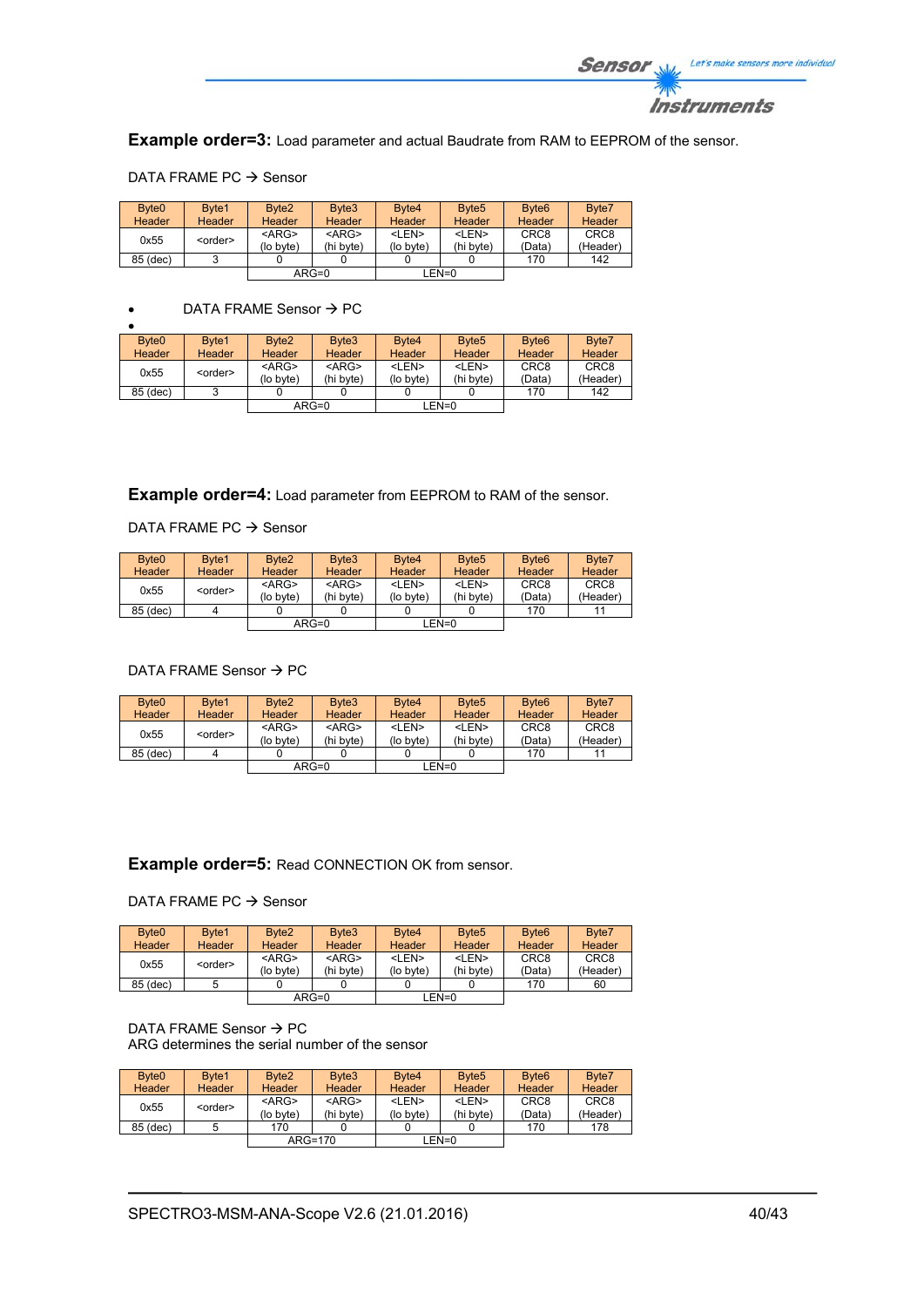**Example order=3:** Load parameter and actual Baudrate from RAM to EEPROM of the sensor.

DATA FRAME PC → Sensor

| Byte0 Header | Byte1 Header | Byte2 Header | Byte3 Header | Byte4 Header | Byte5 Header | Byte6 Header | Byte7 Header |
|---|---|---|---|---|---|---|---|
| 0x55 | <order> | <ARG> (lo byte) | <ARG> (hi byte) | <LEN> (lo byte) | <LEN> (hi byte) | CRC8 (Data) | CRC8 (Header) |
| 85 (dec) | 3 | 0 | 0 | 0 | 0 | 170 | 142 |
| | | ARG=0 | | LEN=0 | | | |

- DATA FRAME Sensor → PC
-

| Byte0 Header | Byte1 Header | Byte2 Header | Byte3 Header | Byte4 Header | Byte5 Header | Byte6 Header | Byte7 Header |
|---|---|---|---|---|---|---|---|
| 0x55 | <order> | <ARG> (lo byte) | <ARG> (hi byte) | <LEN> (lo byte) | <LEN> (hi byte) | CRC8 (Data) | CRC8 (Header) |
| 85 (dec) | 3 | 0 | 0 | 0 | 0 | 170 | 142 |
| | | ARG=0 | | LEN=0 | | | |

**Example order=4:** Load parameter from EEPROM to RAM of the sensor.

DATA FRAME PC → Sensor

| Byte0 Header | Byte1 Header | Byte2 Header | Byte3 Header | Byte4 Header | Byte5 Header | Byte6 Header | Byte7 Header |
|---|---|---|---|---|---|---|---|
| 0x55 | <order> | <ARG> (lo byte) | <ARG> (hi byte) | <LEN> (lo byte) | <LEN> (hi byte) | CRC8 (Data) | CRC8 (Header) |
| 85 (dec) | 4 | 0 | 0 | 0 | 0 | 170 | 11 |
| | | ARG=0 | | LEN=0 | | | |

DATA FRAME Sensor → PC

| Byte0 Header | Byte1 Header | Byte2 Header | Byte3 Header | Byte4 Header | Byte5 Header | Byte6 Header | Byte7 Header |
|---|---|---|---|---|---|---|---|
| 0x55 | <order> | <ARG> (lo byte) | <ARG> (hi byte) | <LEN> (lo byte) | <LEN> (hi byte) | CRC8 (Data) | CRC8 (Header) |
| 85 (dec) | 4 | 0 | 0 | 0 | 0 | 170 | 11 |
| | | ARG=0 | | LEN=0 | | | |

**Example order=5:** Read CONNECTION OK from sensor.

DATA FRAME PC → Sensor

| Byte0 Header | Byte1 Header | Byte2 Header | Byte3 Header | Byte4 Header | Byte5 Header | Byte6 Header | Byte7 Header |
|---|---|---|---|---|---|---|---|
| 0x55 | <order> | <ARG> (lo byte) | <ARG> (hi byte) | <LEN> (lo byte) | <LEN> (hi byte) | CRC8 (Data) | CRC8 (Header) |
| 85 (dec) | 5 | 0 | 0 | 0 | 0 | 170 | 60 |
| | | ARG=0 | | LEN=0 | | | |

DATA FRAME Sensor → PC
ARG determines the serial number of the sensor

| Byte0 Header | Byte1 Header | Byte2 Header | Byte3 Header | Byte4 Header | Byte5 Header | Byte6 Header | Byte7 Header |
|---|---|---|---|---|---|---|---|
| 0x55 | <order> | <ARG> (lo byte) | <ARG> (hi byte) | <LEN> (lo byte) | <LEN> (hi byte) | CRC8 (Data) | CRC8 (Header) |
| 85 (dec) | 5 | 170 | 0 | 0 | 0 | 170 | 178 |
| | | ARG=170 | | LEN=0 | | | |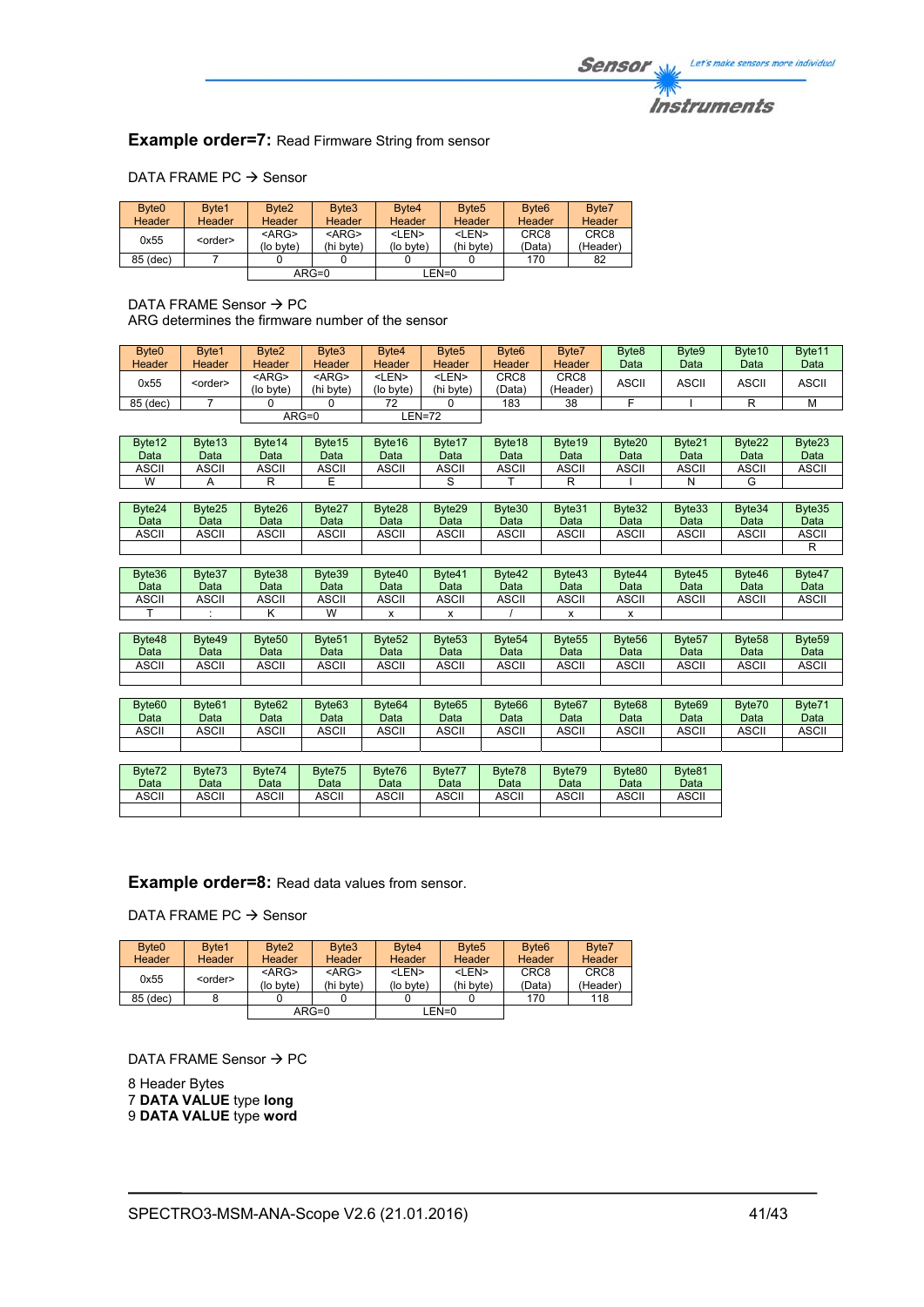**Example order=7:** Read Firmware String from sensor

DATA FRAME PC → Sensor

| Byte0 Header | Byte1 Header | Byte2 Header | Byte3 Header | Byte4 Header | Byte5 Header | Byte6 Header | Byte7 Header |
|---|---|---|---|---|---|---|---|
| 0x55 | <order> | <ARG> (lo byte) | <ARG> (hi byte) | <LEN> (lo byte) | <LEN> (hi byte) | CRC8 (Data) | CRC8 (Header) |
| 85 (dec) | 7 | 0 | 0 | 0 | 0 | 170 | 82 |
| | | ARG=0 | | LEN=0 | | | |

DATA FRAME Sensor → PC
ARG determines the firmware number of the sensor

| Byte0 Header | Byte1 Header | Byte2 Header | Byte3 Header | Byte4 Header | Byte5 Header | Byte6 Header | Byte7 Header | Byte8 Data | Byte9 Data | Byte10 Data | Byte11 Data |
|---|---|---|---|---|---|---|---|---|---|---|---|
| 0x55 | <order> | <ARG> (lo byte) | <ARG> (hi byte) | <LEN> (lo byte) | <LEN> (hi byte) | CRC8 (Data) | CRC8 (Header) | ASCII | ASCII | ASCII | ASCII |
| 85 (dec) | 7 | 0 | 0 | 72 | 0 | 183 | 38 | F | I | R | M |
| | | ARG=0 | | LEN=72 | | | | | | | |

| Byte12 Data | Byte13 Data | Byte14 Data | Byte15 Data | Byte16 Data | Byte17 Data | Byte18 Data | Byte19 Data | Byte20 Data | Byte21 Data | Byte22 Data | Byte23 Data |
|---|---|---|---|---|---|---|---|---|---|---|---|
| ASCII | ASCII | ASCII | ASCII | ASCII | ASCII | ASCII | ASCII | ASCII | ASCII | ASCII | ASCII |
| W | A | R | E | | S | T | R | I | N | G | |

| Byte24 Data | Byte25 Data | Byte26 Data | Byte27 Data | Byte28 Data | Byte29 Data | Byte30 Data | Byte31 Data | Byte32 Data | Byte33 Data | Byte34 Data | Byte35 Data |
|---|---|---|---|---|---|---|---|---|---|---|---|
| ASCII | ASCII | ASCII | ASCII | ASCII | ASCII | ASCII | ASCII | ASCII | ASCII | ASCII | ASCII |
| | | | | | | | | | | | R |

| Byte36 Data | Byte37 Data | Byte38 Data | Byte39 Data | Byte40 Data | Byte41 Data | Byte42 Data | Byte43 Data | Byte44 Data | Byte45 Data | Byte46 Data | Byte47 Data |
|---|---|---|---|---|---|---|---|---|---|---|---|
| ASCII | ASCII | ASCII | ASCII | ASCII | ASCII | ASCII | ASCII | ASCII | ASCII | ASCII | ASCII |
| T | : | K | W | x | x | / | x | x | | | |

| Byte48 Data | Byte49 Data | Byte50 Data | Byte51 Data | Byte52 Data | Byte53 Data | Byte54 Data | Byte55 Data | Byte56 Data | Byte57 Data | Byte58 Data | Byte59 Data |
|---|---|---|---|---|---|---|---|---|---|---|---|
| ASCII | ASCII | ASCII | ASCII | ASCII | ASCII | ASCII | ASCII | ASCII | ASCII | ASCII | ASCII |
| | | | | | | | | | | | |

| Byte60 Data | Byte61 Data | Byte62 Data | Byte63 Data | Byte64 Data | Byte65 Data | Byte66 Data | Byte67 Data | Byte68 Data | Byte69 Data | Byte70 Data | Byte71 Data |
|---|---|---|---|---|---|---|---|---|---|---|---|
| ASCII | ASCII | ASCII | ASCII | ASCII | ASCII | ASCII | ASCII | ASCII | ASCII | ASCII | ASCII |
| | | | | | | | | | | | |

| Byte72 Data | Byte73 Data | Byte74 Data | Byte75 Data | Byte76 Data | Byte77 Data | Byte78 Data | Byte79 Data | Byte80 Data | Byte81 Data |
|---|---|---|---|---|---|---|---|---|---|
| ASCII | ASCII | ASCII | ASCII | ASCII | ASCII | ASCII | ASCII | ASCII | ASCII |
| | | | | | | | | | |

**Example order=8:** Read data values from sensor.

DATA FRAME PC → Sensor

| Byte0 Header | Byte1 Header | Byte2 Header | Byte3 Header | Byte4 Header | Byte5 Header | Byte6 Header | Byte7 Header |
|---|---|---|---|---|---|---|---|
| 0x55 | <order> | <ARG> (lo byte) | <ARG> (hi byte) | <LEN> (lo byte) | <LEN> (hi byte) | CRC8 (Data) | CRC8 (Header) |
| 85 (dec) | 8 | 0 | 0 | 0 | 0 | 170 | 118 |
| | | ARG=0 | | LEN=0 | | | |

DATA FRAME Sensor → PC

8 Header Bytes
7 **DATA VALUE** type **long**
9 **DATA VALUE** type **word**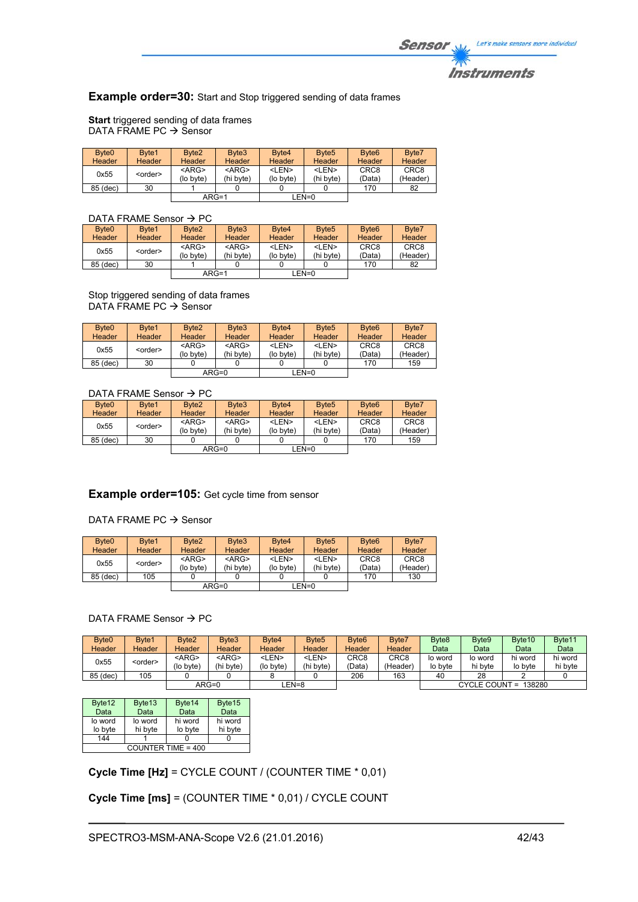## **Example order=30:** Start and Stop triggered sending of data frames

**Start** triggered sending of data frames
DATA FRAME PC → Sensor

| Byte0 Header | Byte1 Header | Byte2 Header | Byte3 Header | Byte4 Header | Byte5 Header | Byte6 Header | Byte7 Header |
|---|---|---|---|---|---|---|---|
| 0x55 | <order> | <ARG> (lo byte) | <ARG> (hi byte) | <LEN> (lo byte) | <LEN> (hi byte) | CRC8 (Data) | CRC8 (Header) |
| 85 (dec) | 30 | 1 | 0 | 0 | 0 | 170 | 82 |
| | | ARG=1 | | LEN=0 | | | |

DATA FRAME Sensor → PC

| Byte0 Header | Byte1 Header | Byte2 Header | Byte3 Header | Byte4 Header | Byte5 Header | Byte6 Header | Byte7 Header |
|---|---|---|---|---|---|---|---|
| 0x55 | <order> | <ARG> (lo byte) | <ARG> (hi byte) | <LEN> (lo byte) | <LEN> (hi byte) | CRC8 (Data) | CRC8 (Header) |
| 85 (dec) | 30 | 1 | 0 | 0 | 0 | 170 | 82 |
| | | ARG=1 | | LEN=0 | | | |

Stop triggered sending of data frames
DATA FRAME PC → Sensor

| Byte0 Header | Byte1 Header | Byte2 Header | Byte3 Header | Byte4 Header | Byte5 Header | Byte6 Header | Byte7 Header |
|---|---|---|---|---|---|---|---|
| 0x55 | <order> | <ARG> (lo byte) | <ARG> (hi byte) | <LEN> (lo byte) | <LEN> (hi byte) | CRC8 (Data) | CRC8 (Header) |
| 85 (dec) | 30 | 0 | 0 | 0 | 0 | 170 | 159 |
| | | ARG=0 | | LEN=0 | | | |

DATA FRAME Sensor → PC

| Byte0 Header | Byte1 Header | Byte2 Header | Byte3 Header | Byte4 Header | Byte5 Header | Byte6 Header | Byte7 Header |
|---|---|---|---|---|---|---|---|
| 0x55 | <order> | <ARG> (lo byte) | <ARG> (hi byte) | <LEN> (lo byte) | <LEN> (hi byte) | CRC8 (Data) | CRC8 (Header) |
| 85 (dec) | 30 | 0 | 0 | 0 | 0 | 170 | 159 |
| | | ARG=0 | | LEN=0 | | | |

## **Example order=105:** Get cycle time from sensor

DATA FRAME PC → Sensor

| Byte0 Header | Byte1 Header | Byte2 Header | Byte3 Header | Byte4 Header | Byte5 Header | Byte6 Header | Byte7 Header |
|---|---|---|---|---|---|---|---|
| 0x55 | <order> | <ARG> (lo byte) | <ARG> (hi byte) | <LEN> (lo byte) | <LEN> (hi byte) | CRC8 (Data) | CRC8 (Header) |
| 85 (dec) | 105 | 0 | 0 | 0 | 0 | 170 | 130 |
| | | ARG=0 | | LEN=0 | | | |

DATA FRAME Sensor → PC

| Byte0 Header | Byte1 Header | Byte2 Header | Byte3 Header | Byte4 Header | Byte5 Header | Byte6 Header | Byte7 Header | Byte8 Data | Byte9 Data | Byte10 Data | Byte11 Data |
|---|---|---|---|---|---|---|---|---|---|---|---|
| 0x55 | <order> | <ARG> (lo byte) | <ARG> (hi byte) | <LEN> (lo byte) | <LEN> (hi byte) | CRC8 (Data) | CRC8 (Header) | lo word lo byte | lo word hi byte | hi word lo byte | hi word hi byte |
| 85 (dec) | 105 | 0 | 0 | 8 | 0 | 206 | 163 | 40 | 28 | 2 | 0 |
| | | ARG=0 | | LEN=8 | | | | CYCLE COUNT = 138280 | | | |

| Byte12 Data | Byte13 Data | Byte14 Data | Byte15 Data |
|---|---|---|---|
| lo word lo byte | lo word hi byte | hi word lo byte | hi word hi byte |
| 144 | 1 | 0 | 0 |
| COUNTER TIME = 400 | | | |

**Cycle Time [Hz]** = CYCLE COUNT / (COUNTER TIME * 0,01)

**Cycle Time [ms]** = (COUNTER TIME * 0,01) / CYCLE COUNT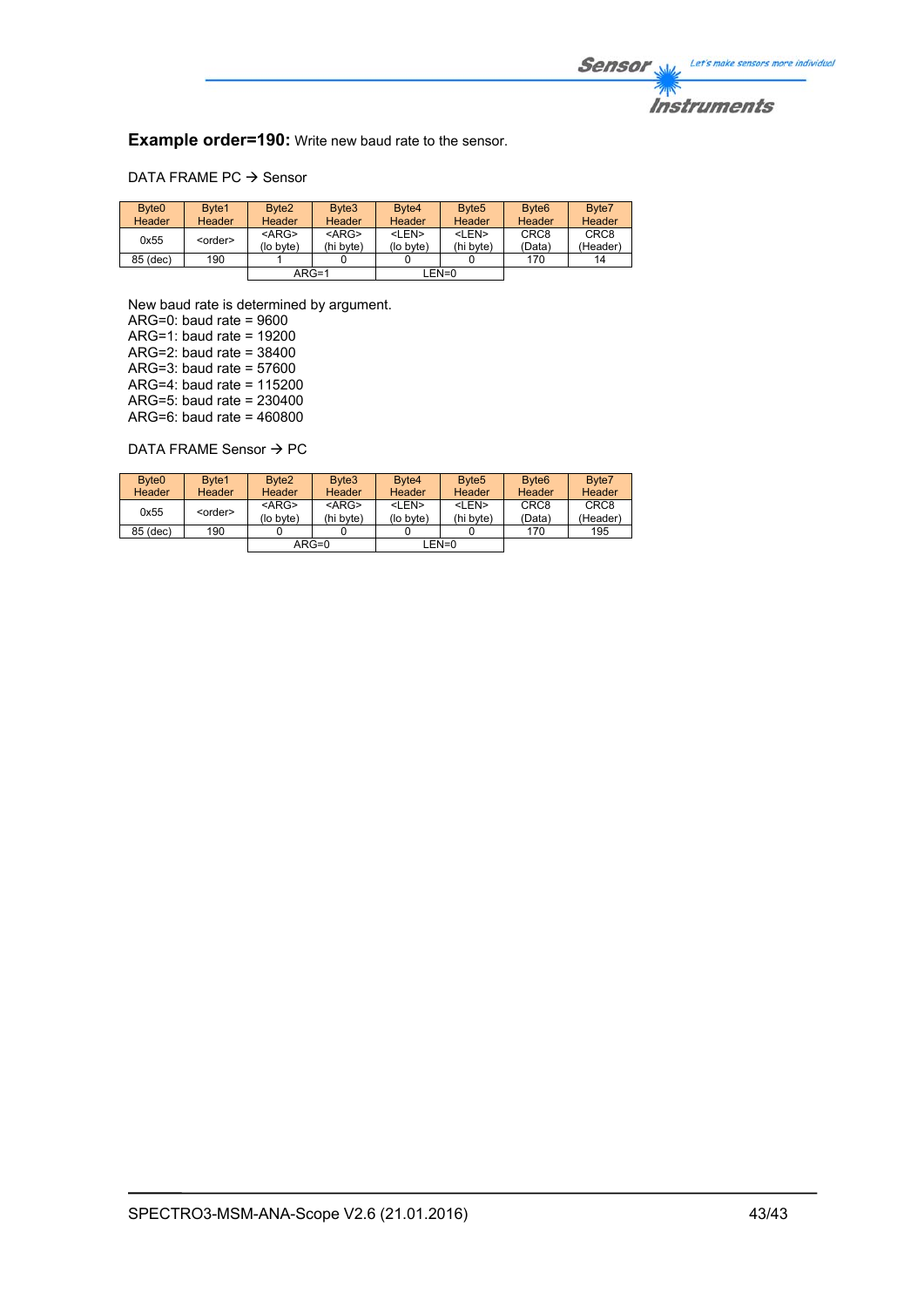**Example order=190:** Write new baud rate to the sensor.

DATA FRAME PC → Sensor

| Byte0 Header | Byte1 Header | Byte2 Header | Byte3 Header | Byte4 Header | Byte5 Header | Byte6 Header | Byte7 Header |
|---|---|---|---|---|---|---|---|
| 0x55 | <order> | <ARG> (lo byte) | <ARG> (hi byte) | <LEN> (lo byte) | <LEN> (hi byte) | CRC8 (Data) | CRC8 (Header) |
| 85 (dec) | 190 | 1 | 0 | 0 | 0 | 170 | 14 |
| | | ARG=1 | | LEN=0 | | | |

New baud rate is determined by argument.
ARG=0: baud rate = 9600
ARG=1: baud rate = 19200
ARG=2: baud rate = 38400
ARG=3: baud rate = 57600
ARG=4: baud rate = 115200
ARG=5: baud rate = 230400
ARG=6: baud rate = 460800

DATA FRAME Sensor → PC

| Byte0 Header | Byte1 Header | Byte2 Header | Byte3 Header | Byte4 Header | Byte5 Header | Byte6 Header | Byte7 Header |
|---|---|---|---|---|---|---|---|
| 0x55 | <order> | <ARG> (lo byte) | <ARG> (hi byte) | <LEN> (lo byte) | <LEN> (hi byte) | CRC8 (Data) | CRC8 (Header) |
| 85 (dec) | 190 | 0 | 0 | 0 | 0 | 170 | 195 |
| | | ARG=0 | | LEN=0 | | | |